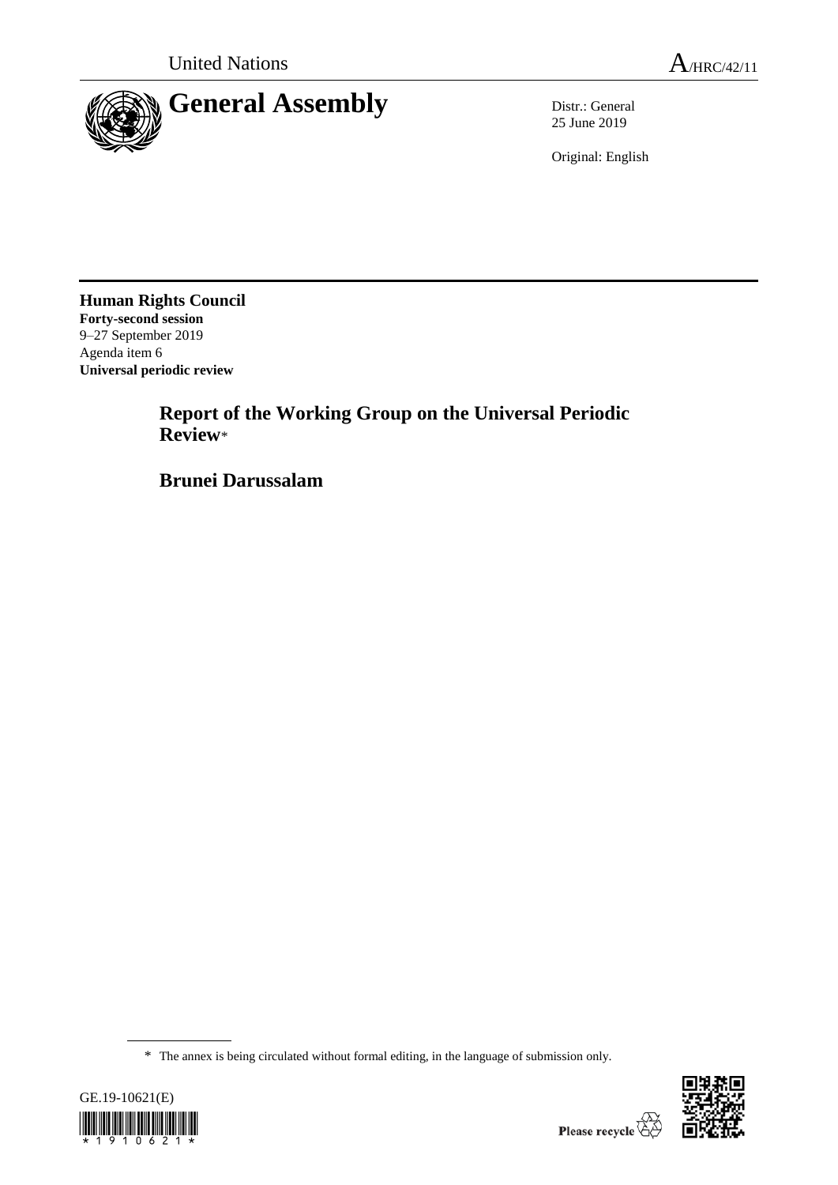United Nations

A/HRC/42/11

# General Assembly

Distr.: General
25 June 2019

Original: English

**Human Rights Council**
**Forty-second session**
9–27 September 2019
Agenda item 6
**Universal periodic review**

## Report of the Working Group on the Universal Periodic Review*

## Brunei Darussalam

\* The annex is being circulated without formal editing, in the language of submission only.

GE.19-10621(E)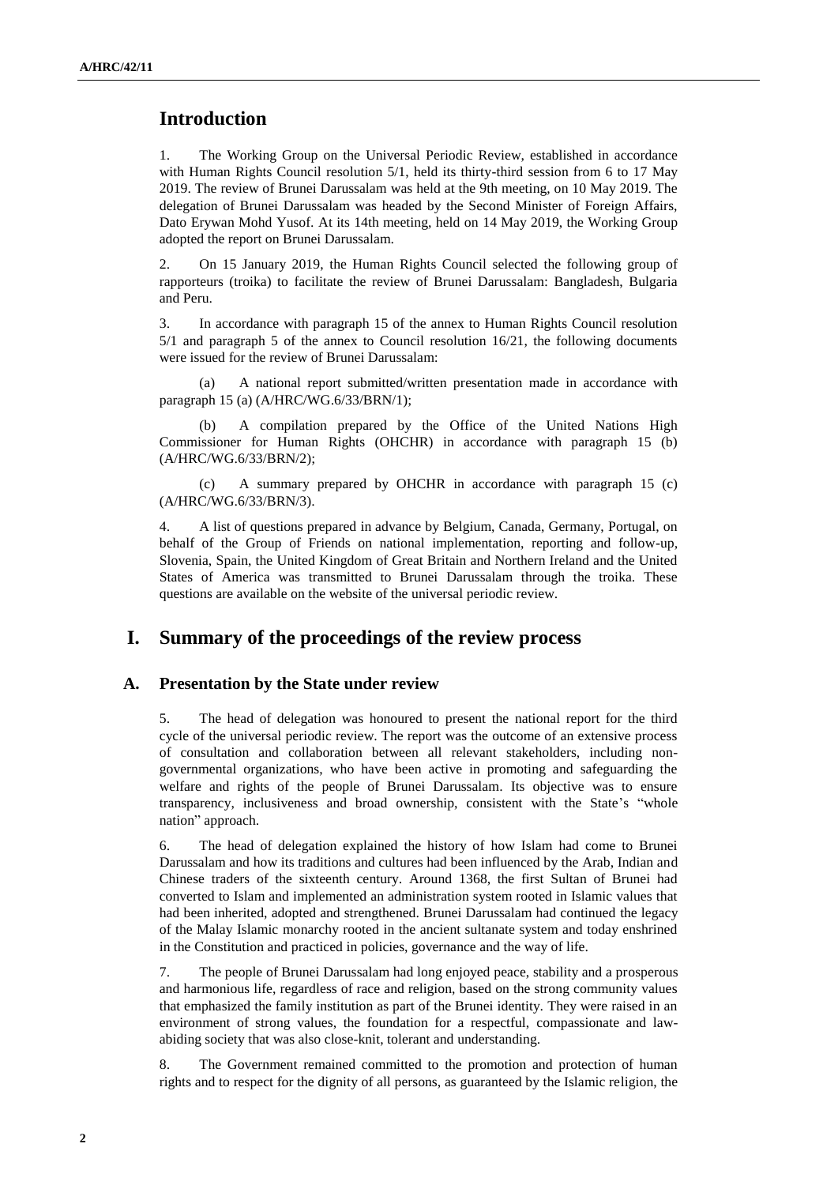# Introduction

1. The Working Group on the Universal Periodic Review, established in accordance with Human Rights Council resolution 5/1, held its thirty-third session from 6 to 17 May 2019. The review of Brunei Darussalam was held at the 9th meeting, on 10 May 2019. The delegation of Brunei Darussalam was headed by the Second Minister of Foreign Affairs, Dato Erywan Mohd Yusof. At its 14th meeting, held on 14 May 2019, the Working Group adopted the report on Brunei Darussalam.

2. On 15 January 2019, the Human Rights Council selected the following group of rapporteurs (troika) to facilitate the review of Brunei Darussalam: Bangladesh, Bulgaria and Peru.

3. In accordance with paragraph 15 of the annex to Human Rights Council resolution 5/1 and paragraph 5 of the annex to Council resolution 16/21, the following documents were issued for the review of Brunei Darussalam:

(a) A national report submitted/written presentation made in accordance with paragraph 15 (a) (A/HRC/WG.6/33/BRN/1);

(b) A compilation prepared by the Office of the United Nations High Commissioner for Human Rights (OHCHR) in accordance with paragraph 15 (b) (A/HRC/WG.6/33/BRN/2);

(c) A summary prepared by OHCHR in accordance with paragraph 15 (c) (A/HRC/WG.6/33/BRN/3).

4. A list of questions prepared in advance by Belgium, Canada, Germany, Portugal, on behalf of the Group of Friends on national implementation, reporting and follow-up, Slovenia, Spain, the United Kingdom of Great Britain and Northern Ireland and the United States of America was transmitted to Brunei Darussalam through the troika. These questions are available on the website of the universal periodic review.

# I. Summary of the proceedings of the review process

## A. Presentation by the State under review

5. The head of delegation was honoured to present the national report for the third cycle of the universal periodic review. The report was the outcome of an extensive process of consultation and collaboration between all relevant stakeholders, including non-governmental organizations, who have been active in promoting and safeguarding the welfare and rights of the people of Brunei Darussalam. Its objective was to ensure transparency, inclusiveness and broad ownership, consistent with the State's "whole nation" approach.

6. The head of delegation explained the history of how Islam had come to Brunei Darussalam and how its traditions and cultures had been influenced by the Arab, Indian and Chinese traders of the sixteenth century. Around 1368, the first Sultan of Brunei had converted to Islam and implemented an administration system rooted in Islamic values that had been inherited, adopted and strengthened. Brunei Darussalam had continued the legacy of the Malay Islamic monarchy rooted in the ancient sultanate system and today enshrined in the Constitution and practiced in policies, governance and the way of life.

7. The people of Brunei Darussalam had long enjoyed peace, stability and a prosperous and harmonious life, regardless of race and religion, based on the strong community values that emphasized the family institution as part of the Brunei identity. They were raised in an environment of strong values, the foundation for a respectful, compassionate and law-abiding society that was also close-knit, tolerant and understanding.

8. The Government remained committed to the promotion and protection of human rights and to respect for the dignity of all persons, as guaranteed by the Islamic religion, the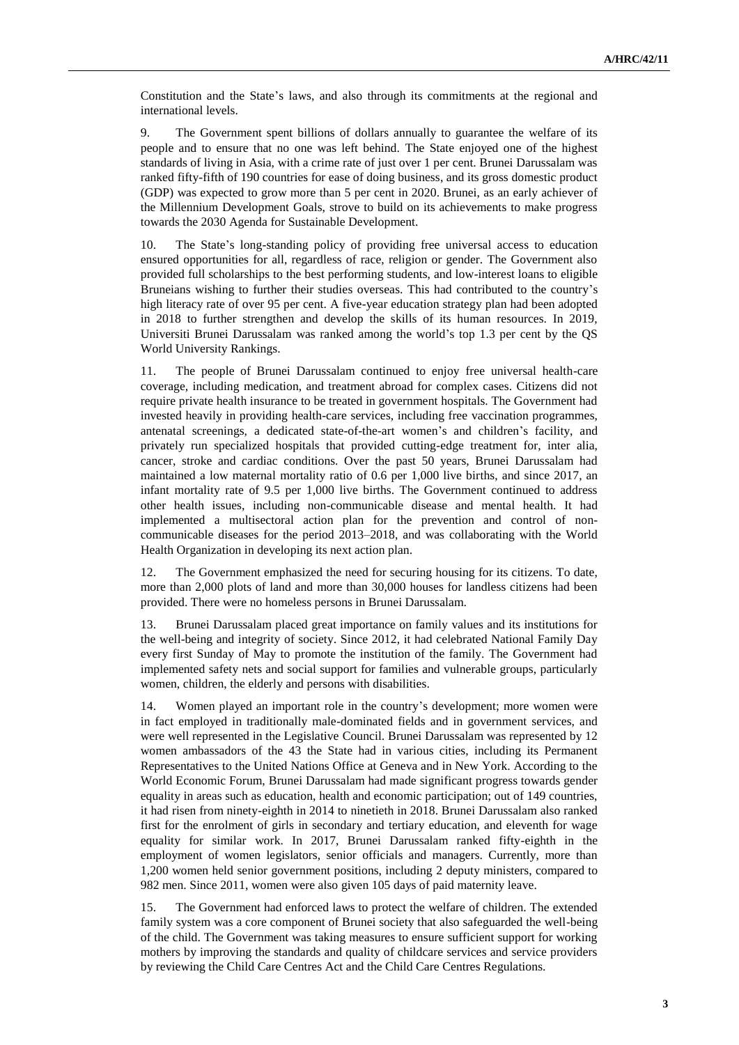Constitution and the State's laws, and also through its commitments at the regional and international levels.

9. The Government spent billions of dollars annually to guarantee the welfare of its people and to ensure that no one was left behind. The State enjoyed one of the highest standards of living in Asia, with a crime rate of just over 1 per cent. Brunei Darussalam was ranked fifty-fifth of 190 countries for ease of doing business, and its gross domestic product (GDP) was expected to grow more than 5 per cent in 2020. Brunei, as an early achiever of the Millennium Development Goals, strove to build on its achievements to make progress towards the 2030 Agenda for Sustainable Development.

10. The State's long-standing policy of providing free universal access to education ensured opportunities for all, regardless of race, religion or gender. The Government also provided full scholarships to the best performing students, and low-interest loans to eligible Bruneians wishing to further their studies overseas. This had contributed to the country's high literacy rate of over 95 per cent. A five-year education strategy plan had been adopted in 2018 to further strengthen and develop the skills of its human resources. In 2019, Universiti Brunei Darussalam was ranked among the world's top 1.3 per cent by the QS World University Rankings.

11. The people of Brunei Darussalam continued to enjoy free universal health-care coverage, including medication, and treatment abroad for complex cases. Citizens did not require private health insurance to be treated in government hospitals. The Government had invested heavily in providing health-care services, including free vaccination programmes, antenatal screenings, a dedicated state-of-the-art women's and children's facility, and privately run specialized hospitals that provided cutting-edge treatment for, inter alia, cancer, stroke and cardiac conditions. Over the past 50 years, Brunei Darussalam had maintained a low maternal mortality ratio of 0.6 per 1,000 live births, and since 2017, an infant mortality rate of 9.5 per 1,000 live births. The Government continued to address other health issues, including non-communicable disease and mental health. It had implemented a multisectoral action plan for the prevention and control of non-communicable diseases for the period 2013–2018, and was collaborating with the World Health Organization in developing its next action plan.

12. The Government emphasized the need for securing housing for its citizens. To date, more than 2,000 plots of land and more than 30,000 houses for landless citizens had been provided. There were no homeless persons in Brunei Darussalam.

13. Brunei Darussalam placed great importance on family values and its institutions for the well-being and integrity of society. Since 2012, it had celebrated National Family Day every first Sunday of May to promote the institution of the family. The Government had implemented safety nets and social support for families and vulnerable groups, particularly women, children, the elderly and persons with disabilities.

14. Women played an important role in the country's development; more women were in fact employed in traditionally male-dominated fields and in government services, and were well represented in the Legislative Council. Brunei Darussalam was represented by 12 women ambassadors of the 43 the State had in various cities, including its Permanent Representatives to the United Nations Office at Geneva and in New York. According to the World Economic Forum, Brunei Darussalam had made significant progress towards gender equality in areas such as education, health and economic participation; out of 149 countries, it had risen from ninety-eighth in 2014 to ninetieth in 2018. Brunei Darussalam also ranked first for the enrolment of girls in secondary and tertiary education, and eleventh for wage equality for similar work. In 2017, Brunei Darussalam ranked fifty-eighth in the employment of women legislators, senior officials and managers. Currently, more than 1,200 women held senior government positions, including 2 deputy ministers, compared to 982 men. Since 2011, women were also given 105 days of paid maternity leave.

15. The Government had enforced laws to protect the welfare of children. The extended family system was a core component of Brunei society that also safeguarded the well-being of the child. The Government was taking measures to ensure sufficient support for working mothers by improving the standards and quality of childcare services and service providers by reviewing the Child Care Centres Act and the Child Care Centres Regulations.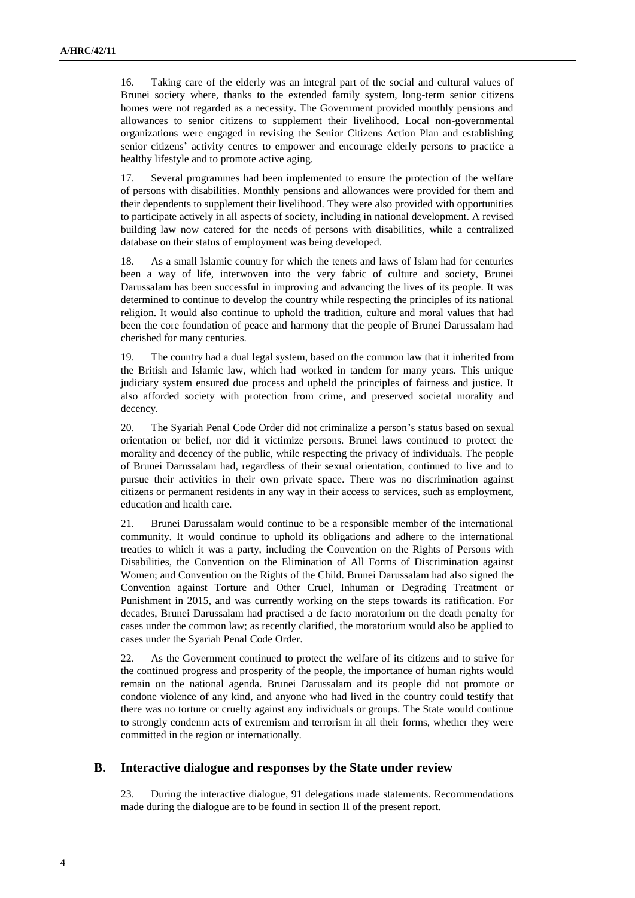16. Taking care of the elderly was an integral part of the social and cultural values of Brunei society where, thanks to the extended family system, long-term senior citizens homes were not regarded as a necessity. The Government provided monthly pensions and allowances to senior citizens to supplement their livelihood. Local non-governmental organizations were engaged in revising the Senior Citizens Action Plan and establishing senior citizens' activity centres to empower and encourage elderly persons to practice a healthy lifestyle and to promote active aging.

17. Several programmes had been implemented to ensure the protection of the welfare of persons with disabilities. Monthly pensions and allowances were provided for them and their dependents to supplement their livelihood. They were also provided with opportunities to participate actively in all aspects of society, including in national development. A revised building law now catered for the needs of persons with disabilities, while a centralized database on their status of employment was being developed.

18. As a small Islamic country for which the tenets and laws of Islam had for centuries been a way of life, interwoven into the very fabric of culture and society, Brunei Darussalam has been successful in improving and advancing the lives of its people. It was determined to continue to develop the country while respecting the principles of its national religion. It would also continue to uphold the tradition, culture and moral values that had been the core foundation of peace and harmony that the people of Brunei Darussalam had cherished for many centuries.

19. The country had a dual legal system, based on the common law that it inherited from the British and Islamic law, which had worked in tandem for many years. This unique judiciary system ensured due process and upheld the principles of fairness and justice. It also afforded society with protection from crime, and preserved societal morality and decency.

20. The Syariah Penal Code Order did not criminalize a person's status based on sexual orientation or belief, nor did it victimize persons. Brunei laws continued to protect the morality and decency of the public, while respecting the privacy of individuals. The people of Brunei Darussalam had, regardless of their sexual orientation, continued to live and to pursue their activities in their own private space. There was no discrimination against citizens or permanent residents in any way in their access to services, such as employment, education and health care.

21. Brunei Darussalam would continue to be a responsible member of the international community. It would continue to uphold its obligations and adhere to the international treaties to which it was a party, including the Convention on the Rights of Persons with Disabilities, the Convention on the Elimination of All Forms of Discrimination against Women; and Convention on the Rights of the Child. Brunei Darussalam had also signed the Convention against Torture and Other Cruel, Inhuman or Degrading Treatment or Punishment in 2015, and was currently working on the steps towards its ratification. For decades, Brunei Darussalam had practised a de facto moratorium on the death penalty for cases under the common law; as recently clarified, the moratorium would also be applied to cases under the Syariah Penal Code Order.

22. As the Government continued to protect the welfare of its citizens and to strive for the continued progress and prosperity of the people, the importance of human rights would remain on the national agenda. Brunei Darussalam and its people did not promote or condone violence of any kind, and anyone who had lived in the country could testify that there was no torture or cruelty against any individuals or groups. The State would continue to strongly condemn acts of extremism and terrorism in all their forms, whether they were committed in the region or internationally.

## B. Interactive dialogue and responses by the State under review

23. During the interactive dialogue, 91 delegations made statements. Recommendations made during the dialogue are to be found in section II of the present report.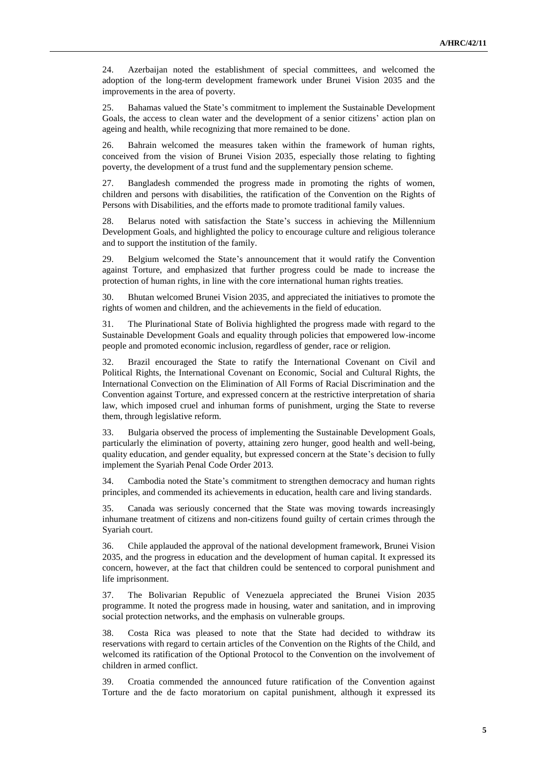24. Azerbaijan noted the establishment of special committees, and welcomed the adoption of the long-term development framework under Brunei Vision 2035 and the improvements in the area of poverty.

25. Bahamas valued the State's commitment to implement the Sustainable Development Goals, the access to clean water and the development of a senior citizens' action plan on ageing and health, while recognizing that more remained to be done.

26. Bahrain welcomed the measures taken within the framework of human rights, conceived from the vision of Brunei Vision 2035, especially those relating to fighting poverty, the development of a trust fund and the supplementary pension scheme.

27. Bangladesh commended the progress made in promoting the rights of women, children and persons with disabilities, the ratification of the Convention on the Rights of Persons with Disabilities, and the efforts made to promote traditional family values.

28. Belarus noted with satisfaction the State's success in achieving the Millennium Development Goals, and highlighted the policy to encourage culture and religious tolerance and to support the institution of the family.

29. Belgium welcomed the State's announcement that it would ratify the Convention against Torture, and emphasized that further progress could be made to increase the protection of human rights, in line with the core international human rights treaties.

30. Bhutan welcomed Brunei Vision 2035, and appreciated the initiatives to promote the rights of women and children, and the achievements in the field of education.

31. The Plurinational State of Bolivia highlighted the progress made with regard to the Sustainable Development Goals and equality through policies that empowered low-income people and promoted economic inclusion, regardless of gender, race or religion.

32. Brazil encouraged the State to ratify the International Covenant on Civil and Political Rights, the International Covenant on Economic, Social and Cultural Rights, the International Convection on the Elimination of All Forms of Racial Discrimination and the Convention against Torture, and expressed concern at the restrictive interpretation of sharia law, which imposed cruel and inhuman forms of punishment, urging the State to reverse them, through legislative reform.

33. Bulgaria observed the process of implementing the Sustainable Development Goals, particularly the elimination of poverty, attaining zero hunger, good health and well-being, quality education, and gender equality, but expressed concern at the State's decision to fully implement the Syariah Penal Code Order 2013.

34. Cambodia noted the State's commitment to strengthen democracy and human rights principles, and commended its achievements in education, health care and living standards.

35. Canada was seriously concerned that the State was moving towards increasingly inhumane treatment of citizens and non-citizens found guilty of certain crimes through the Syariah court.

36. Chile applauded the approval of the national development framework, Brunei Vision 2035, and the progress in education and the development of human capital. It expressed its concern, however, at the fact that children could be sentenced to corporal punishment and life imprisonment.

37. The Bolivarian Republic of Venezuela appreciated the Brunei Vision 2035 programme. It noted the progress made in housing, water and sanitation, and in improving social protection networks, and the emphasis on vulnerable groups.

38. Costa Rica was pleased to note that the State had decided to withdraw its reservations with regard to certain articles of the Convention on the Rights of the Child, and welcomed its ratification of the Optional Protocol to the Convention on the involvement of children in armed conflict.

39. Croatia commended the announced future ratification of the Convention against Torture and the de facto moratorium on capital punishment, although it expressed its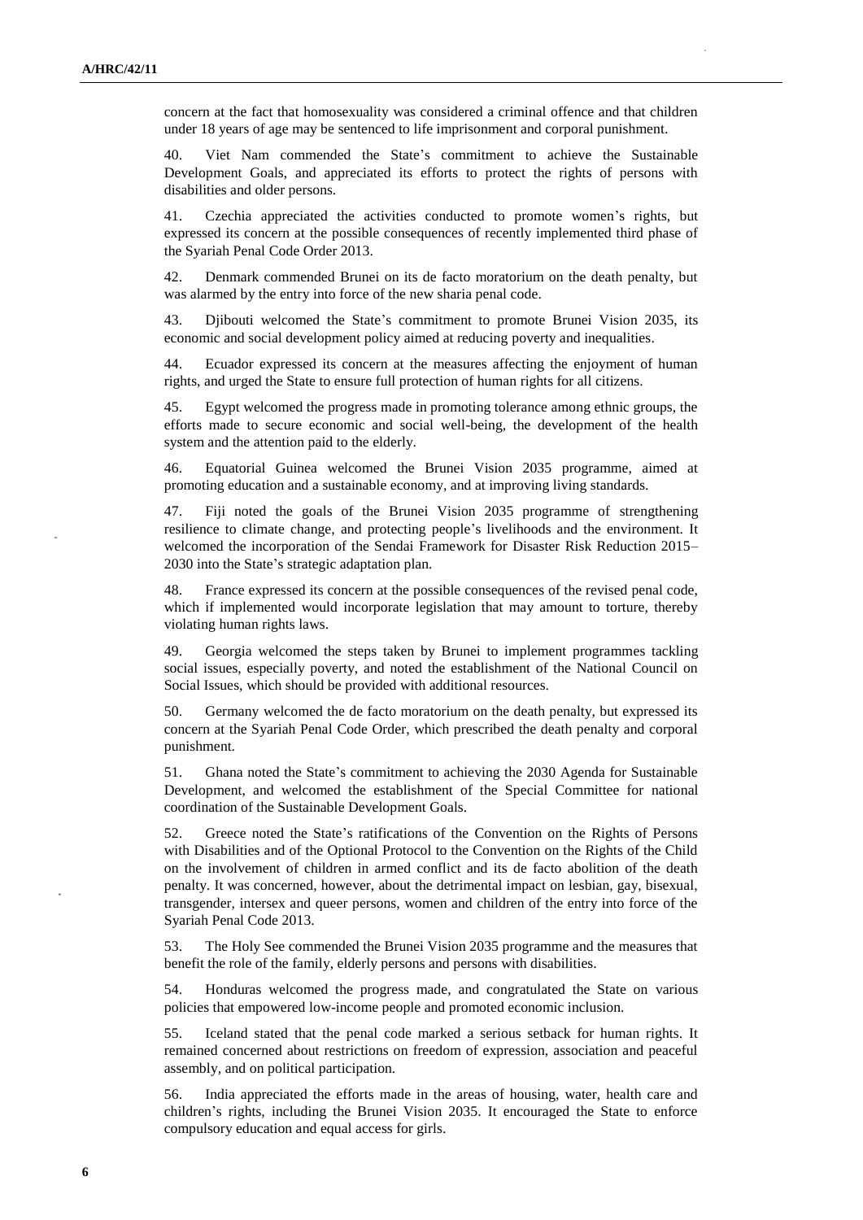concern at the fact that homosexuality was considered a criminal offence and that children under 18 years of age may be sentenced to life imprisonment and corporal punishment.

40. Viet Nam commended the State's commitment to achieve the Sustainable Development Goals, and appreciated its efforts to protect the rights of persons with disabilities and older persons.

41. Czechia appreciated the activities conducted to promote women's rights, but expressed its concern at the possible consequences of recently implemented third phase of the Syariah Penal Code Order 2013.

42. Denmark commended Brunei on its de facto moratorium on the death penalty, but was alarmed by the entry into force of the new sharia penal code.

43. Djibouti welcomed the State's commitment to promote Brunei Vision 2035, its economic and social development policy aimed at reducing poverty and inequalities.

44. Ecuador expressed its concern at the measures affecting the enjoyment of human rights, and urged the State to ensure full protection of human rights for all citizens.

45. Egypt welcomed the progress made in promoting tolerance among ethnic groups, the efforts made to secure economic and social well-being, the development of the health system and the attention paid to the elderly.

46. Equatorial Guinea welcomed the Brunei Vision 2035 programme, aimed at promoting education and a sustainable economy, and at improving living standards.

47. Fiji noted the goals of the Brunei Vision 2035 programme of strengthening resilience to climate change, and protecting people's livelihoods and the environment. It welcomed the incorporation of the Sendai Framework for Disaster Risk Reduction 2015–2030 into the State's strategic adaptation plan.

48. France expressed its concern at the possible consequences of the revised penal code, which if implemented would incorporate legislation that may amount to torture, thereby violating human rights laws.

49. Georgia welcomed the steps taken by Brunei to implement programmes tackling social issues, especially poverty, and noted the establishment of the National Council on Social Issues, which should be provided with additional resources.

50. Germany welcomed the de facto moratorium on the death penalty, but expressed its concern at the Syariah Penal Code Order, which prescribed the death penalty and corporal punishment.

51. Ghana noted the State's commitment to achieving the 2030 Agenda for Sustainable Development, and welcomed the establishment of the Special Committee for national coordination of the Sustainable Development Goals.

52. Greece noted the State's ratifications of the Convention on the Rights of Persons with Disabilities and of the Optional Protocol to the Convention on the Rights of the Child on the involvement of children in armed conflict and its de facto abolition of the death penalty. It was concerned, however, about the detrimental impact on lesbian, gay, bisexual, transgender, intersex and queer persons, women and children of the entry into force of the Syariah Penal Code 2013.

53. The Holy See commended the Brunei Vision 2035 programme and the measures that benefit the role of the family, elderly persons and persons with disabilities.

54. Honduras welcomed the progress made, and congratulated the State on various policies that empowered low-income people and promoted economic inclusion.

55. Iceland stated that the penal code marked a serious setback for human rights. It remained concerned about restrictions on freedom of expression, association and peaceful assembly, and on political participation.

56. India appreciated the efforts made in the areas of housing, water, health care and children's rights, including the Brunei Vision 2035. It encouraged the State to enforce compulsory education and equal access for girls.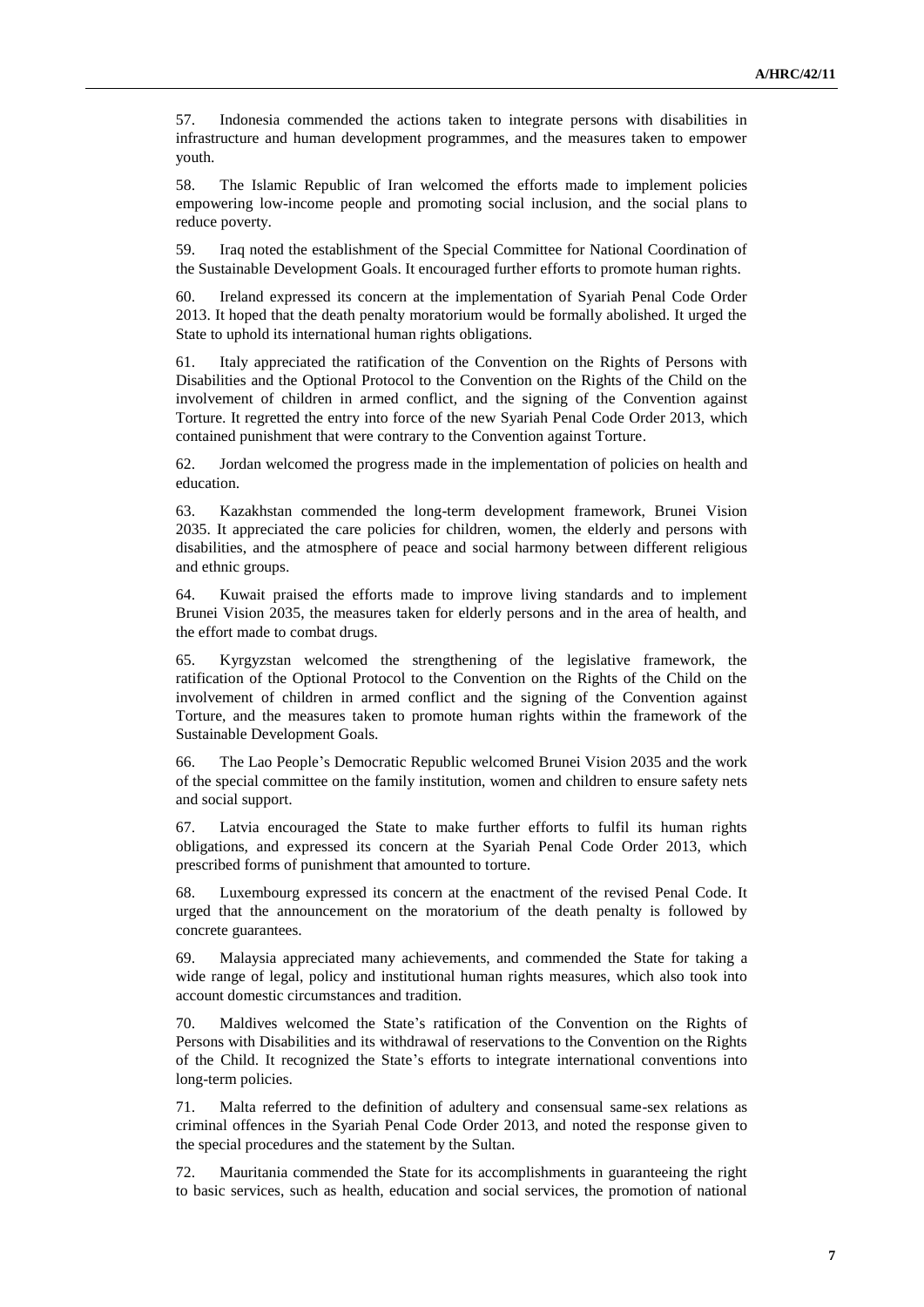57. Indonesia commended the actions taken to integrate persons with disabilities in infrastructure and human development programmes, and the measures taken to empower youth.

58. The Islamic Republic of Iran welcomed the efforts made to implement policies empowering low-income people and promoting social inclusion, and the social plans to reduce poverty.

59. Iraq noted the establishment of the Special Committee for National Coordination of the Sustainable Development Goals. It encouraged further efforts to promote human rights.

60. Ireland expressed its concern at the implementation of Syariah Penal Code Order 2013. It hoped that the death penalty moratorium would be formally abolished. It urged the State to uphold its international human rights obligations.

61. Italy appreciated the ratification of the Convention on the Rights of Persons with Disabilities and the Optional Protocol to the Convention on the Rights of the Child on the involvement of children in armed conflict, and the signing of the Convention against Torture. It regretted the entry into force of the new Syariah Penal Code Order 2013, which contained punishment that were contrary to the Convention against Torture.

62. Jordan welcomed the progress made in the implementation of policies on health and education.

63. Kazakhstan commended the long-term development framework, Brunei Vision 2035. It appreciated the care policies for children, women, the elderly and persons with disabilities, and the atmosphere of peace and social harmony between different religious and ethnic groups.

64. Kuwait praised the efforts made to improve living standards and to implement Brunei Vision 2035, the measures taken for elderly persons and in the area of health, and the effort made to combat drugs.

65. Kyrgyzstan welcomed the strengthening of the legislative framework, the ratification of the Optional Protocol to the Convention on the Rights of the Child on the involvement of children in armed conflict and the signing of the Convention against Torture, and the measures taken to promote human rights within the framework of the Sustainable Development Goals.

66. The Lao People's Democratic Republic welcomed Brunei Vision 2035 and the work of the special committee on the family institution, women and children to ensure safety nets and social support.

67. Latvia encouraged the State to make further efforts to fulfil its human rights obligations, and expressed its concern at the Syariah Penal Code Order 2013, which prescribed forms of punishment that amounted to torture.

68. Luxembourg expressed its concern at the enactment of the revised Penal Code. It urged that the announcement on the moratorium of the death penalty is followed by concrete guarantees.

69. Malaysia appreciated many achievements, and commended the State for taking a wide range of legal, policy and institutional human rights measures, which also took into account domestic circumstances and tradition.

70. Maldives welcomed the State's ratification of the Convention on the Rights of Persons with Disabilities and its withdrawal of reservations to the Convention on the Rights of the Child. It recognized the State's efforts to integrate international conventions into long-term policies.

71. Malta referred to the definition of adultery and consensual same-sex relations as criminal offences in the Syariah Penal Code Order 2013, and noted the response given to the special procedures and the statement by the Sultan.

72. Mauritania commended the State for its accomplishments in guaranteeing the right to basic services, such as health, education and social services, the promotion of national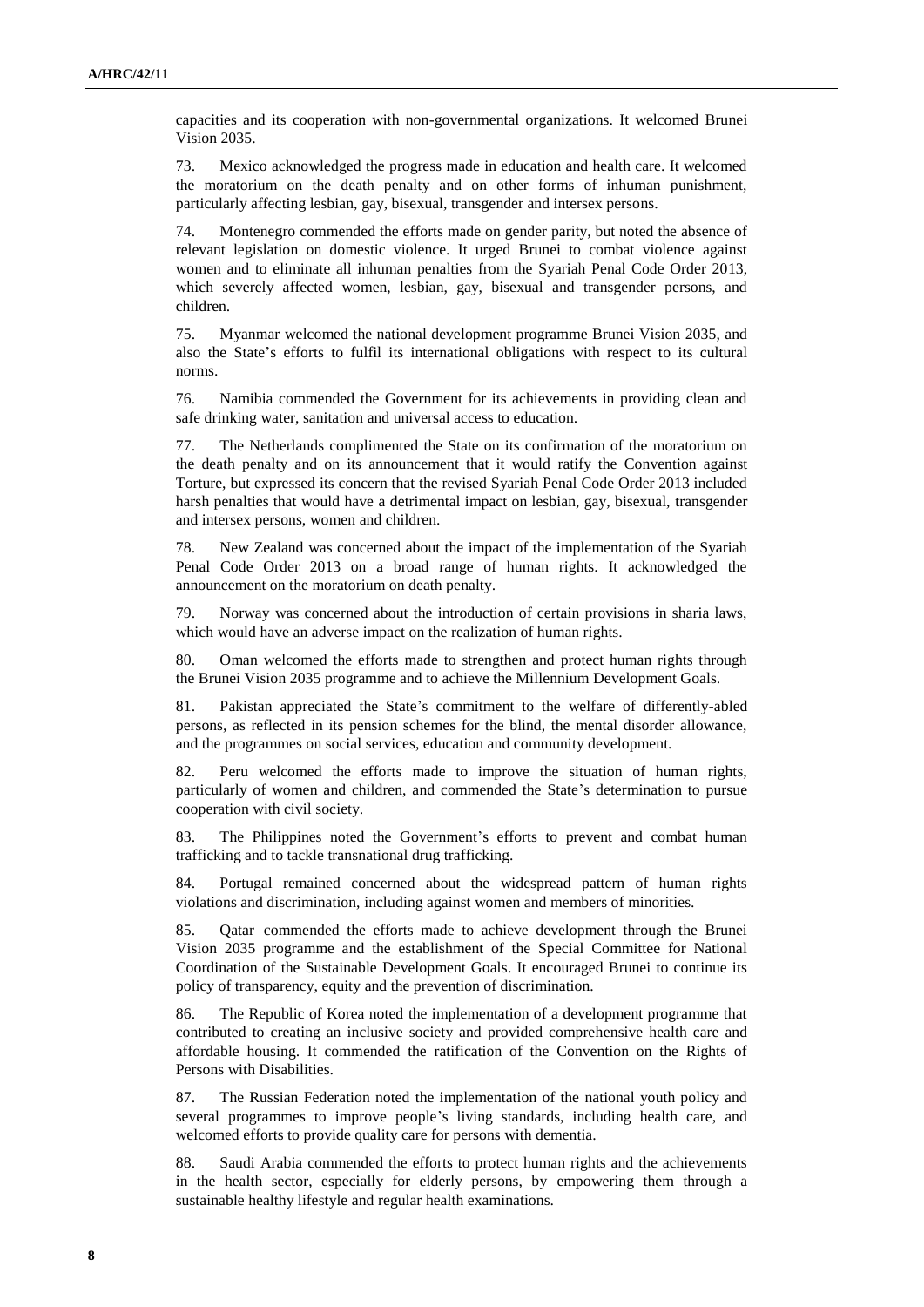capacities and its cooperation with non-governmental organizations. It welcomed Brunei Vision 2035.

73. Mexico acknowledged the progress made in education and health care. It welcomed the moratorium on the death penalty and on other forms of inhuman punishment, particularly affecting lesbian, gay, bisexual, transgender and intersex persons.

74. Montenegro commended the efforts made on gender parity, but noted the absence of relevant legislation on domestic violence. It urged Brunei to combat violence against women and to eliminate all inhuman penalties from the Syariah Penal Code Order 2013, which severely affected women, lesbian, gay, bisexual and transgender persons, and children.

75. Myanmar welcomed the national development programme Brunei Vision 2035, and also the State's efforts to fulfil its international obligations with respect to its cultural norms.

76. Namibia commended the Government for its achievements in providing clean and safe drinking water, sanitation and universal access to education.

77. The Netherlands complimented the State on its confirmation of the moratorium on the death penalty and on its announcement that it would ratify the Convention against Torture, but expressed its concern that the revised Syariah Penal Code Order 2013 included harsh penalties that would have a detrimental impact on lesbian, gay, bisexual, transgender and intersex persons, women and children.

78. New Zealand was concerned about the impact of the implementation of the Syariah Penal Code Order 2013 on a broad range of human rights. It acknowledged the announcement on the moratorium on death penalty.

79. Norway was concerned about the introduction of certain provisions in sharia laws, which would have an adverse impact on the realization of human rights.

80. Oman welcomed the efforts made to strengthen and protect human rights through the Brunei Vision 2035 programme and to achieve the Millennium Development Goals.

81. Pakistan appreciated the State's commitment to the welfare of differently-abled persons, as reflected in its pension schemes for the blind, the mental disorder allowance, and the programmes on social services, education and community development.

82. Peru welcomed the efforts made to improve the situation of human rights, particularly of women and children, and commended the State's determination to pursue cooperation with civil society.

83. The Philippines noted the Government's efforts to prevent and combat human trafficking and to tackle transnational drug trafficking.

84. Portugal remained concerned about the widespread pattern of human rights violations and discrimination, including against women and members of minorities.

85. Qatar commended the efforts made to achieve development through the Brunei Vision 2035 programme and the establishment of the Special Committee for National Coordination of the Sustainable Development Goals. It encouraged Brunei to continue its policy of transparency, equity and the prevention of discrimination.

86. The Republic of Korea noted the implementation of a development programme that contributed to creating an inclusive society and provided comprehensive health care and affordable housing. It commended the ratification of the Convention on the Rights of Persons with Disabilities.

87. The Russian Federation noted the implementation of the national youth policy and several programmes to improve people's living standards, including health care, and welcomed efforts to provide quality care for persons with dementia.

88. Saudi Arabia commended the efforts to protect human rights and the achievements in the health sector, especially for elderly persons, by empowering them through a sustainable healthy lifestyle and regular health examinations.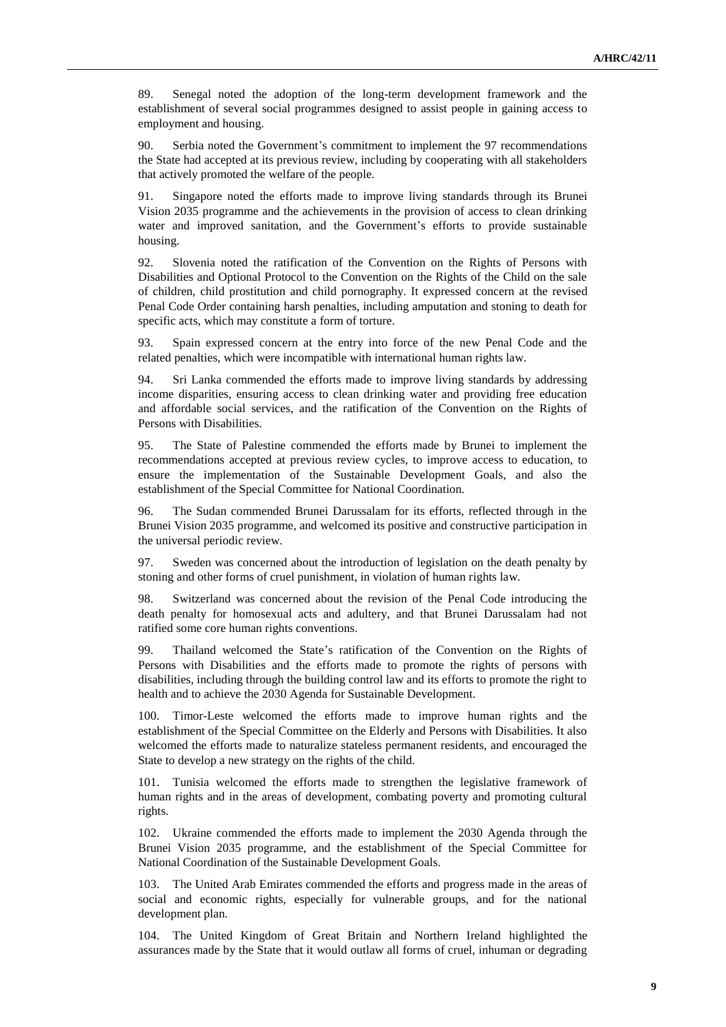89. Senegal noted the adoption of the long-term development framework and the establishment of several social programmes designed to assist people in gaining access to employment and housing.

90. Serbia noted the Government's commitment to implement the 97 recommendations the State had accepted at its previous review, including by cooperating with all stakeholders that actively promoted the welfare of the people.

91. Singapore noted the efforts made to improve living standards through its Brunei Vision 2035 programme and the achievements in the provision of access to clean drinking water and improved sanitation, and the Government's efforts to provide sustainable housing.

92. Slovenia noted the ratification of the Convention on the Rights of Persons with Disabilities and Optional Protocol to the Convention on the Rights of the Child on the sale of children, child prostitution and child pornography. It expressed concern at the revised Penal Code Order containing harsh penalties, including amputation and stoning to death for specific acts, which may constitute a form of torture.

93. Spain expressed concern at the entry into force of the new Penal Code and the related penalties, which were incompatible with international human rights law.

94. Sri Lanka commended the efforts made to improve living standards by addressing income disparities, ensuring access to clean drinking water and providing free education and affordable social services, and the ratification of the Convention on the Rights of Persons with Disabilities.

95. The State of Palestine commended the efforts made by Brunei to implement the recommendations accepted at previous review cycles, to improve access to education, to ensure the implementation of the Sustainable Development Goals, and also the establishment of the Special Committee for National Coordination.

96. The Sudan commended Brunei Darussalam for its efforts, reflected through in the Brunei Vision 2035 programme, and welcomed its positive and constructive participation in the universal periodic review.

97. Sweden was concerned about the introduction of legislation on the death penalty by stoning and other forms of cruel punishment, in violation of human rights law.

98. Switzerland was concerned about the revision of the Penal Code introducing the death penalty for homosexual acts and adultery, and that Brunei Darussalam had not ratified some core human rights conventions.

99. Thailand welcomed the State's ratification of the Convention on the Rights of Persons with Disabilities and the efforts made to promote the rights of persons with disabilities, including through the building control law and its efforts to promote the right to health and to achieve the 2030 Agenda for Sustainable Development.

100. Timor-Leste welcomed the efforts made to improve human rights and the establishment of the Special Committee on the Elderly and Persons with Disabilities. It also welcomed the efforts made to naturalize stateless permanent residents, and encouraged the State to develop a new strategy on the rights of the child.

101. Tunisia welcomed the efforts made to strengthen the legislative framework of human rights and in the areas of development, combating poverty and promoting cultural rights.

102. Ukraine commended the efforts made to implement the 2030 Agenda through the Brunei Vision 2035 programme, and the establishment of the Special Committee for National Coordination of the Sustainable Development Goals.

103. The United Arab Emirates commended the efforts and progress made in the areas of social and economic rights, especially for vulnerable groups, and for the national development plan.

104. The United Kingdom of Great Britain and Northern Ireland highlighted the assurances made by the State that it would outlaw all forms of cruel, inhuman or degrading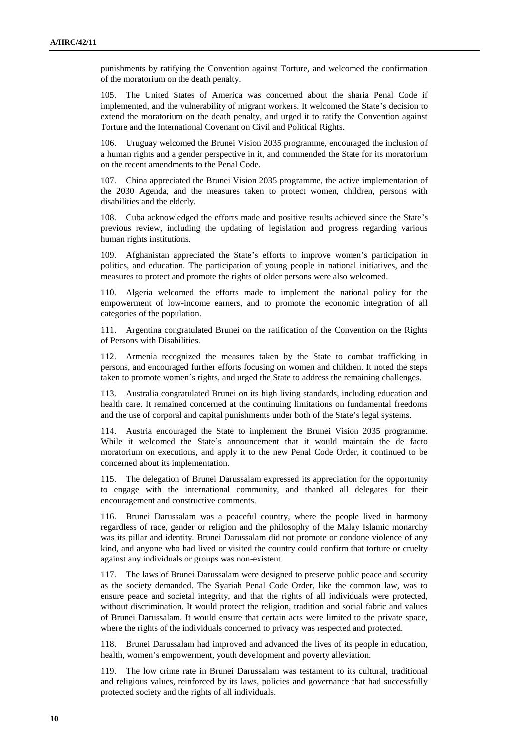punishments by ratifying the Convention against Torture, and welcomed the confirmation of the moratorium on the death penalty.

105. The United States of America was concerned about the sharia Penal Code if implemented, and the vulnerability of migrant workers. It welcomed the State's decision to extend the moratorium on the death penalty, and urged it to ratify the Convention against Torture and the International Covenant on Civil and Political Rights.

106. Uruguay welcomed the Brunei Vision 2035 programme, encouraged the inclusion of a human rights and a gender perspective in it, and commended the State for its moratorium on the recent amendments to the Penal Code.

107. China appreciated the Brunei Vision 2035 programme, the active implementation of the 2030 Agenda, and the measures taken to protect women, children, persons with disabilities and the elderly.

108. Cuba acknowledged the efforts made and positive results achieved since the State's previous review, including the updating of legislation and progress regarding various human rights institutions.

109. Afghanistan appreciated the State's efforts to improve women's participation in politics, and education. The participation of young people in national initiatives, and the measures to protect and promote the rights of older persons were also welcomed.

110. Algeria welcomed the efforts made to implement the national policy for the empowerment of low-income earners, and to promote the economic integration of all categories of the population.

111. Argentina congratulated Brunei on the ratification of the Convention on the Rights of Persons with Disabilities.

112. Armenia recognized the measures taken by the State to combat trafficking in persons, and encouraged further efforts focusing on women and children. It noted the steps taken to promote women's rights, and urged the State to address the remaining challenges.

113. Australia congratulated Brunei on its high living standards, including education and health care. It remained concerned at the continuing limitations on fundamental freedoms and the use of corporal and capital punishments under both of the State's legal systems.

114. Austria encouraged the State to implement the Brunei Vision 2035 programme. While it welcomed the State's announcement that it would maintain the de facto moratorium on executions, and apply it to the new Penal Code Order, it continued to be concerned about its implementation.

115. The delegation of Brunei Darussalam expressed its appreciation for the opportunity to engage with the international community, and thanked all delegates for their encouragement and constructive comments.

116. Brunei Darussalam was a peaceful country, where the people lived in harmony regardless of race, gender or religion and the philosophy of the Malay Islamic monarchy was its pillar and identity. Brunei Darussalam did not promote or condone violence of any kind, and anyone who had lived or visited the country could confirm that torture or cruelty against any individuals or groups was non-existent.

117. The laws of Brunei Darussalam were designed to preserve public peace and security as the society demanded. The Syariah Penal Code Order, like the common law, was to ensure peace and societal integrity, and that the rights of all individuals were protected, without discrimination. It would protect the religion, tradition and social fabric and values of Brunei Darussalam. It would ensure that certain acts were limited to the private space, where the rights of the individuals concerned to privacy was respected and protected.

118. Brunei Darussalam had improved and advanced the lives of its people in education, health, women's empowerment, youth development and poverty alleviation.

119. The low crime rate in Brunei Darussalam was testament to its cultural, traditional and religious values, reinforced by its laws, policies and governance that had successfully protected society and the rights of all individuals.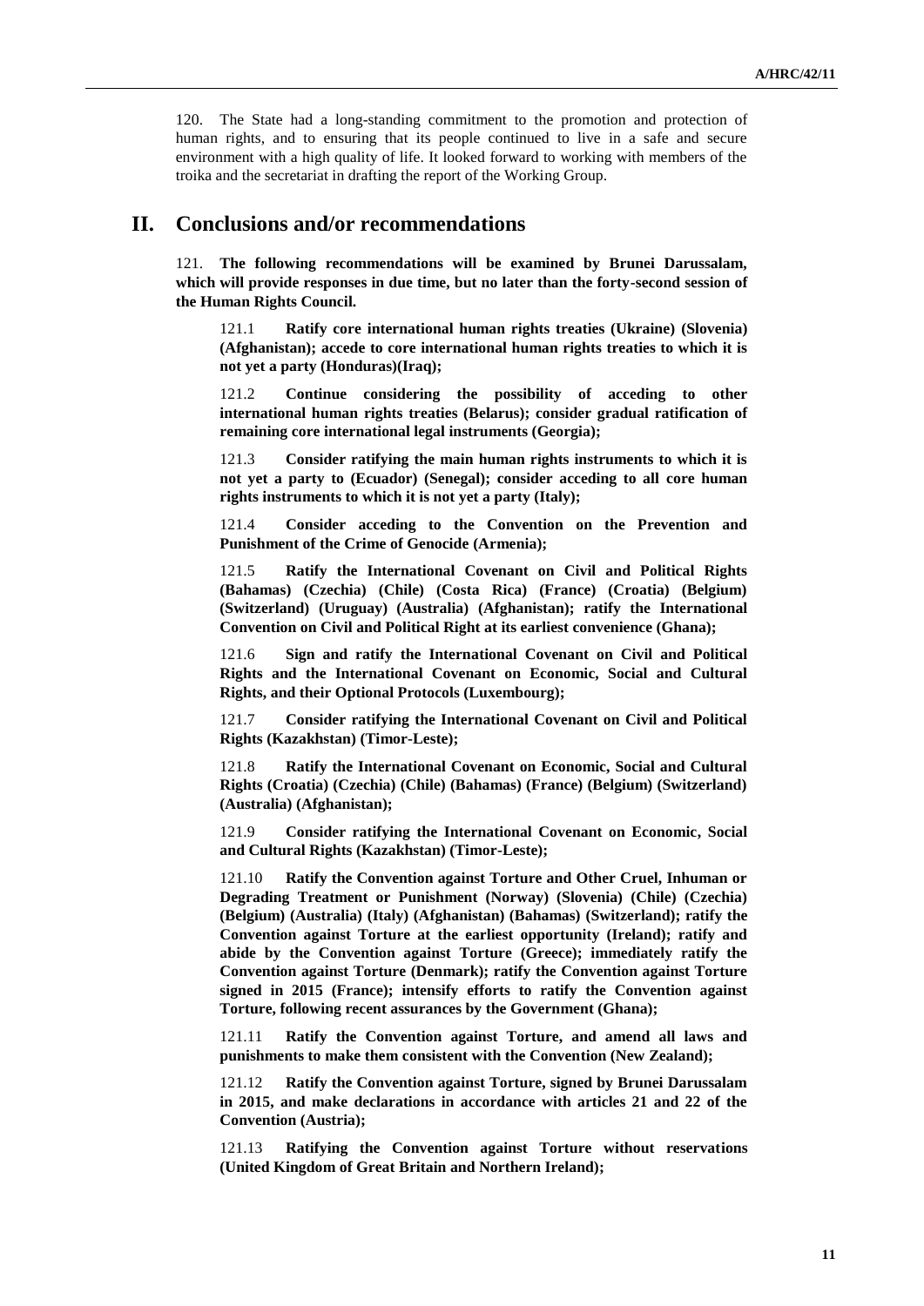120. The State had a long-standing commitment to the promotion and protection of human rights, and to ensuring that its people continued to live in a safe and secure environment with a high quality of life. It looked forward to working with members of the troika and the secretariat in drafting the report of the Working Group.

## II. Conclusions and/or recommendations

121. **The following recommendations will be examined by Brunei Darussalam, which will provide responses in due time, but no later than the forty-second session of the Human Rights Council.**

121.1 **Ratify core international human rights treaties (Ukraine) (Slovenia) (Afghanistan); accede to core international human rights treaties to which it is not yet a party (Honduras)(Iraq);**

121.2 **Continue considering the possibility of acceding to other international human rights treaties (Belarus); consider gradual ratification of remaining core international legal instruments (Georgia);**

121.3 **Consider ratifying the main human rights instruments to which it is not yet a party to (Ecuador) (Senegal); consider acceding to all core human rights instruments to which it is not yet a party (Italy);**

121.4 **Consider acceding to the Convention on the Prevention and Punishment of the Crime of Genocide (Armenia);**

121.5 **Ratify the International Covenant on Civil and Political Rights (Bahamas) (Czechia) (Chile) (Costa Rica) (France) (Croatia) (Belgium) (Switzerland) (Uruguay) (Australia) (Afghanistan); ratify the International Convention on Civil and Political Right at its earliest convenience (Ghana);**

121.6 **Sign and ratify the International Covenant on Civil and Political Rights and the International Covenant on Economic, Social and Cultural Rights, and their Optional Protocols (Luxembourg);**

121.7 **Consider ratifying the International Covenant on Civil and Political Rights (Kazakhstan) (Timor-Leste);**

121.8 **Ratify the International Covenant on Economic, Social and Cultural Rights (Croatia) (Czechia) (Chile) (Bahamas) (France) (Belgium) (Switzerland) (Australia) (Afghanistan);**

121.9 **Consider ratifying the International Covenant on Economic, Social and Cultural Rights (Kazakhstan) (Timor-Leste);**

121.10 **Ratify the Convention against Torture and Other Cruel, Inhuman or Degrading Treatment or Punishment (Norway) (Slovenia) (Chile) (Czechia) (Belgium) (Australia) (Italy) (Afghanistan) (Bahamas) (Switzerland); ratify the Convention against Torture at the earliest opportunity (Ireland); ratify and abide by the Convention against Torture (Greece); immediately ratify the Convention against Torture (Denmark); ratify the Convention against Torture signed in 2015 (France); intensify efforts to ratify the Convention against Torture, following recent assurances by the Government (Ghana);**

121.11 **Ratify the Convention against Torture, and amend all laws and punishments to make them consistent with the Convention (New Zealand);**

121.12 **Ratify the Convention against Torture, signed by Brunei Darussalam in 2015, and make declarations in accordance with articles 21 and 22 of the Convention (Austria);**

121.13 **Ratifying the Convention against Torture without reservations (United Kingdom of Great Britain and Northern Ireland);**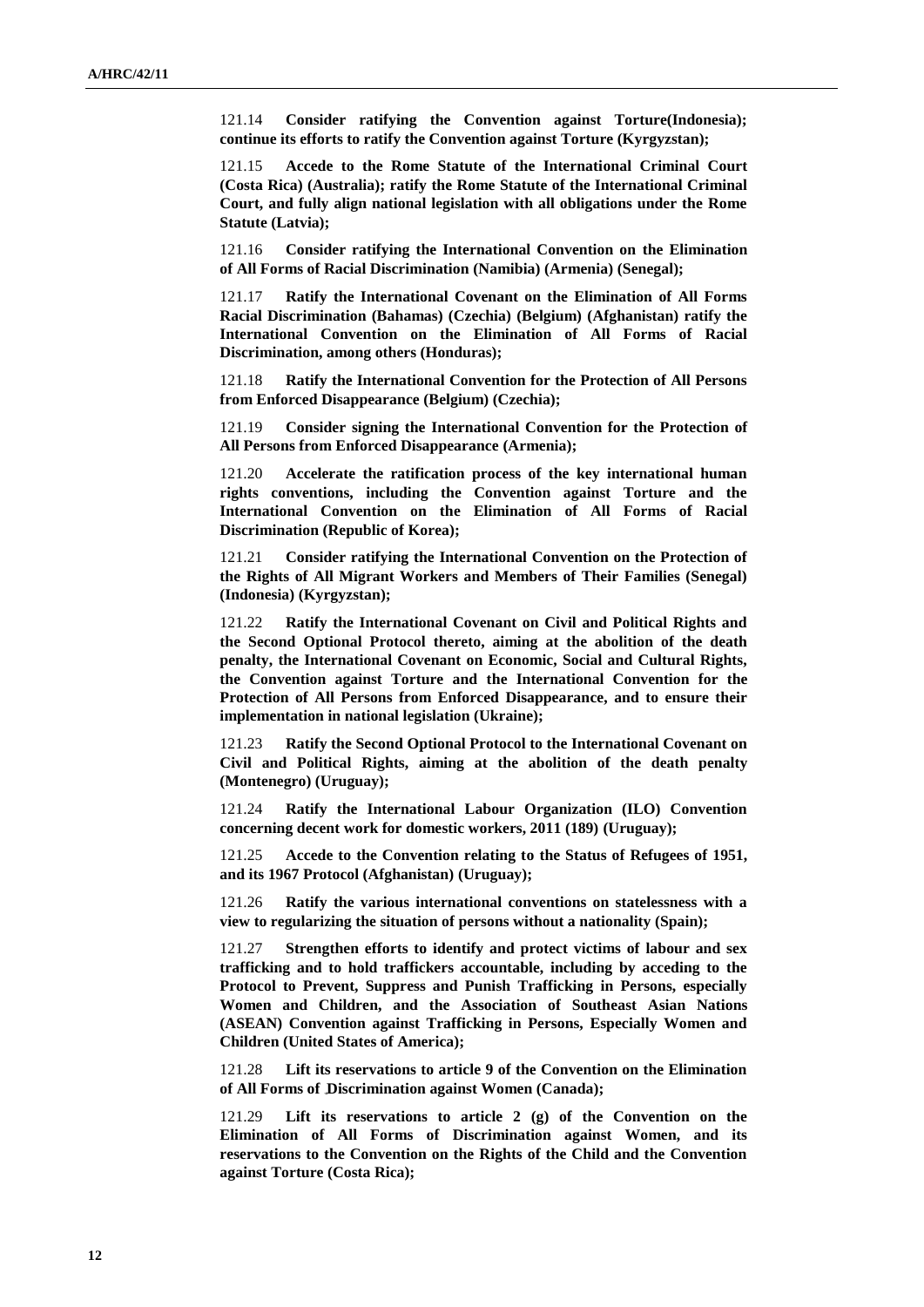121.14 **Consider ratifying the Convention against Torture(Indonesia); continue its efforts to ratify the Convention against Torture (Kyrgyzstan);**

121.15 **Accede to the Rome Statute of the International Criminal Court (Costa Rica) (Australia); ratify the Rome Statute of the International Criminal Court, and fully align national legislation with all obligations under the Rome Statute (Latvia);**

121.16 **Consider ratifying the International Convention on the Elimination of All Forms of Racial Discrimination (Namibia) (Armenia) (Senegal);**

121.17 **Ratify the International Covenant on the Elimination of All Forms Racial Discrimination (Bahamas) (Czechia) (Belgium) (Afghanistan) ratify the International Convention on the Elimination of All Forms of Racial Discrimination, among others (Honduras);**

121.18 **Ratify the International Convention for the Protection of All Persons from Enforced Disappearance (Belgium) (Czechia);**

121.19 **Consider signing the International Convention for the Protection of All Persons from Enforced Disappearance (Armenia);**

121.20 **Accelerate the ratification process of the key international human rights conventions, including the Convention against Torture and the International Convention on the Elimination of All Forms of Racial Discrimination (Republic of Korea);**

121.21 **Consider ratifying the International Convention on the Protection of the Rights of All Migrant Workers and Members of Their Families (Senegal) (Indonesia) (Kyrgyzstan);**

121.22 **Ratify the International Covenant on Civil and Political Rights and the Second Optional Protocol thereto, aiming at the abolition of the death penalty, the International Covenant on Economic, Social and Cultural Rights, the Convention against Torture and the International Convention for the Protection of All Persons from Enforced Disappearance, and to ensure their implementation in national legislation (Ukraine);**

121.23 **Ratify the Second Optional Protocol to the International Covenant on Civil and Political Rights, aiming at the abolition of the death penalty (Montenegro) (Uruguay);**

121.24 **Ratify the International Labour Organization (ILO) Convention concerning decent work for domestic workers, 2011 (189) (Uruguay);**

121.25 **Accede to the Convention relating to the Status of Refugees of 1951, and its 1967 Protocol (Afghanistan) (Uruguay);**

121.26 **Ratify the various international conventions on statelessness with a view to regularizing the situation of persons without a nationality (Spain);**

121.27 **Strengthen efforts to identify and protect victims of labour and sex trafficking and to hold traffickers accountable, including by acceding to the Protocol to Prevent, Suppress and Punish Trafficking in Persons, especially Women and Children, and the Association of Southeast Asian Nations (ASEAN) Convention against Trafficking in Persons, Especially Women and Children (United States of America);**

121.28 **Lift its reservations to article 9 of the Convention on the Elimination of All Forms of Discrimination against Women (Canada);**

121.29 **Lift its reservations to article 2 (g) of the Convention on the Elimination of All Forms of Discrimination against Women, and its reservations to the Convention on the Rights of the Child and the Convention against Torture (Costa Rica);**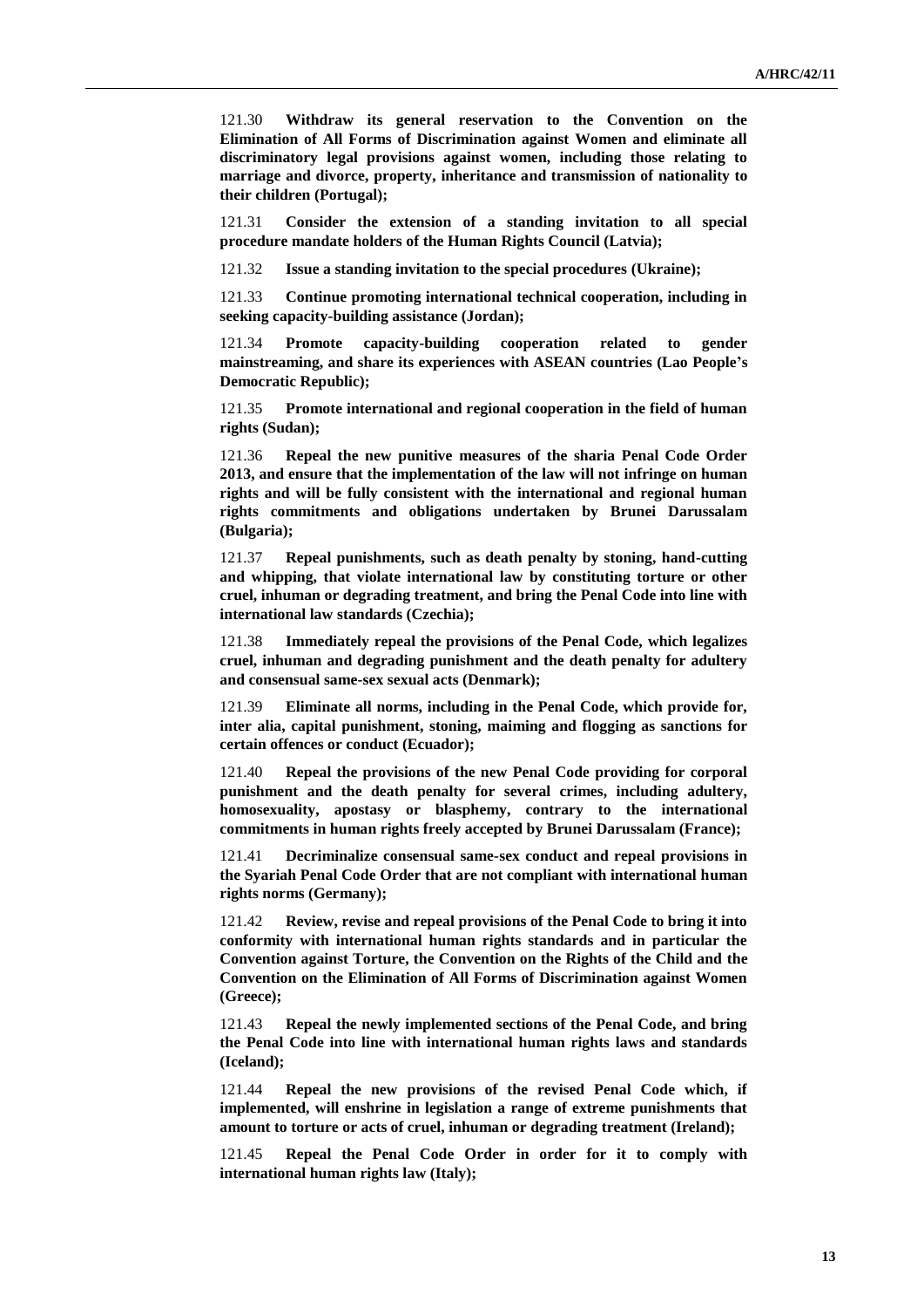121.30 **Withdraw its general reservation to the Convention on the Elimination of All Forms of Discrimination against Women and eliminate all discriminatory legal provisions against women, including those relating to marriage and divorce, property, inheritance and transmission of nationality to their children (Portugal);**

121.31 **Consider the extension of a standing invitation to all special procedure mandate holders of the Human Rights Council (Latvia);**

121.32 **Issue a standing invitation to the special procedures (Ukraine);**

121.33 **Continue promoting international technical cooperation, including in seeking capacity-building assistance (Jordan);**

121.34 **Promote capacity-building cooperation related to gender mainstreaming, and share its experiences with ASEAN countries (Lao People's Democratic Republic);**

121.35 **Promote international and regional cooperation in the field of human rights (Sudan);**

121.36 **Repeal the new punitive measures of the sharia Penal Code Order 2013, and ensure that the implementation of the law will not infringe on human rights and will be fully consistent with the international and regional human rights commitments and obligations undertaken by Brunei Darussalam (Bulgaria);**

121.37 **Repeal punishments, such as death penalty by stoning, hand-cutting and whipping, that violate international law by constituting torture or other cruel, inhuman or degrading treatment, and bring the Penal Code into line with international law standards (Czechia);**

121.38 **Immediately repeal the provisions of the Penal Code, which legalizes cruel, inhuman and degrading punishment and the death penalty for adultery and consensual same-sex sexual acts (Denmark);**

121.39 **Eliminate all norms, including in the Penal Code, which provide for, inter alia, capital punishment, stoning, maiming and flogging as sanctions for certain offences or conduct (Ecuador);**

121.40 **Repeal the provisions of the new Penal Code providing for corporal punishment and the death penalty for several crimes, including adultery, homosexuality, apostasy or blasphemy, contrary to the international commitments in human rights freely accepted by Brunei Darussalam (France);**

121.41 **Decriminalize consensual same-sex conduct and repeal provisions in the Syariah Penal Code Order that are not compliant with international human rights norms (Germany);**

121.42 **Review, revise and repeal provisions of the Penal Code to bring it into conformity with international human rights standards and in particular the Convention against Torture, the Convention on the Rights of the Child and the Convention on the Elimination of All Forms of Discrimination against Women (Greece);**

121.43 **Repeal the newly implemented sections of the Penal Code, and bring the Penal Code into line with international human rights laws and standards (Iceland);**

121.44 **Repeal the new provisions of the revised Penal Code which, if implemented, will enshrine in legislation a range of extreme punishments that amount to torture or acts of cruel, inhuman or degrading treatment (Ireland);**

121.45 **Repeal the Penal Code Order in order for it to comply with international human rights law (Italy);**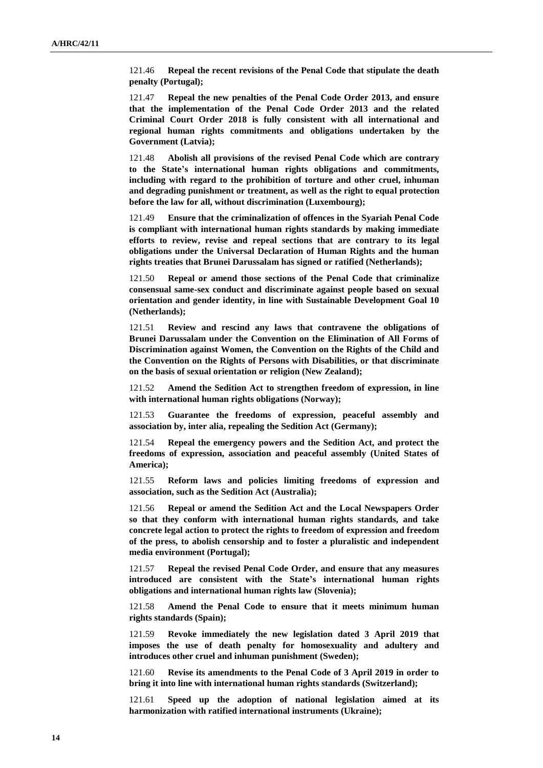121.46 **Repeal the recent revisions of the Penal Code that stipulate the death penalty (Portugal);**

121.47 **Repeal the new penalties of the Penal Code Order 2013, and ensure that the implementation of the Penal Code Order 2013 and the related Criminal Court Order 2018 is fully consistent with all international and regional human rights commitments and obligations undertaken by the Government (Latvia);**

121.48 **Abolish all provisions of the revised Penal Code which are contrary to the State's international human rights obligations and commitments, including with regard to the prohibition of torture and other cruel, inhuman and degrading punishment or treatment, as well as the right to equal protection before the law for all, without discrimination (Luxembourg);**

121.49 **Ensure that the criminalization of offences in the Syariah Penal Code is compliant with international human rights standards by making immediate efforts to review, revise and repeal sections that are contrary to its legal obligations under the Universal Declaration of Human Rights and the human rights treaties that Brunei Darussalam has signed or ratified (Netherlands);**

121.50 **Repeal or amend those sections of the Penal Code that criminalize consensual same-sex conduct and discriminate against people based on sexual orientation and gender identity, in line with Sustainable Development Goal 10 (Netherlands);**

121.51 **Review and rescind any laws that contravene the obligations of Brunei Darussalam under the Convention on the Elimination of All Forms of Discrimination against Women, the Convention on the Rights of the Child and the Convention on the Rights of Persons with Disabilities, or that discriminate on the basis of sexual orientation or religion (New Zealand);**

121.52 **Amend the Sedition Act to strengthen freedom of expression, in line with international human rights obligations (Norway);**

121.53 **Guarantee the freedoms of expression, peaceful assembly and association by, inter alia, repealing the Sedition Act (Germany);**

121.54 **Repeal the emergency powers and the Sedition Act, and protect the freedoms of expression, association and peaceful assembly (United States of America);**

121.55 **Reform laws and policies limiting freedoms of expression and association, such as the Sedition Act (Australia);**

121.56 **Repeal or amend the Sedition Act and the Local Newspapers Order so that they conform with international human rights standards, and take concrete legal action to protect the rights to freedom of expression and freedom of the press, to abolish censorship and to foster a pluralistic and independent media environment (Portugal);**

121.57 **Repeal the revised Penal Code Order, and ensure that any measures introduced are consistent with the State's international human rights obligations and international human rights law (Slovenia);**

121.58 **Amend the Penal Code to ensure that it meets minimum human rights standards (Spain);**

121.59 **Revoke immediately the new legislation dated 3 April 2019 that imposes the use of death penalty for homosexuality and adultery and introduces other cruel and inhuman punishment (Sweden);**

121.60 **Revise its amendments to the Penal Code of 3 April 2019 in order to bring it into line with international human rights standards (Switzerland);**

121.61 **Speed up the adoption of national legislation aimed at its harmonization with ratified international instruments (Ukraine);**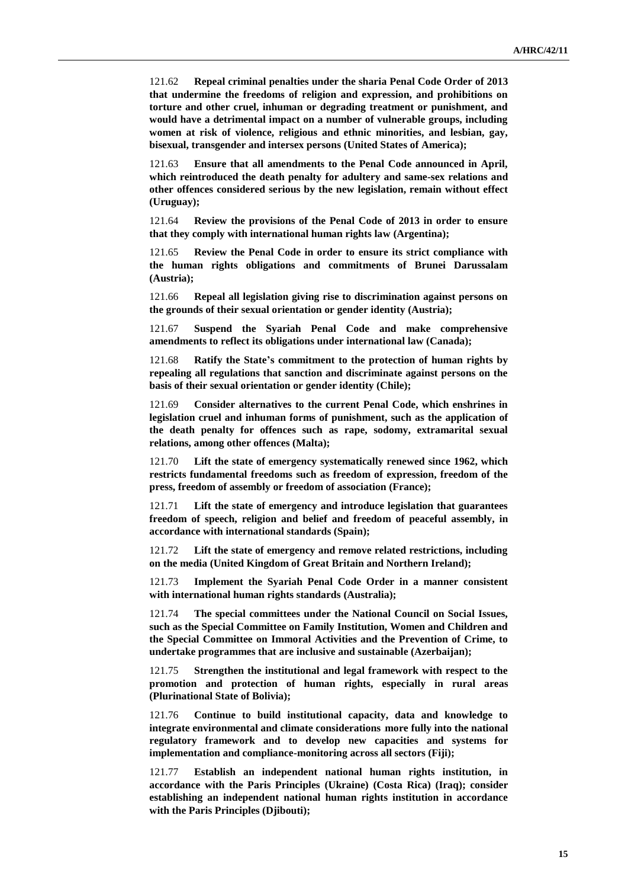121.62 **Repeal criminal penalties under the sharia Penal Code Order of 2013 that undermine the freedoms of religion and expression, and prohibitions on torture and other cruel, inhuman or degrading treatment or punishment, and would have a detrimental impact on a number of vulnerable groups, including women at risk of violence, religious and ethnic minorities, and lesbian, gay, bisexual, transgender and intersex persons (United States of America);**

121.63 **Ensure that all amendments to the Penal Code announced in April, which reintroduced the death penalty for adultery and same-sex relations and other offences considered serious by the new legislation, remain without effect (Uruguay);**

121.64 **Review the provisions of the Penal Code of 2013 in order to ensure that they comply with international human rights law (Argentina);**

121.65 **Review the Penal Code in order to ensure its strict compliance with the human rights obligations and commitments of Brunei Darussalam (Austria);**

121.66 **Repeal all legislation giving rise to discrimination against persons on the grounds of their sexual orientation or gender identity (Austria);**

121.67 **Suspend the Syariah Penal Code and make comprehensive amendments to reflect its obligations under international law (Canada);**

121.68 **Ratify the State's commitment to the protection of human rights by repealing all regulations that sanction and discriminate against persons on the basis of their sexual orientation or gender identity (Chile);**

121.69 **Consider alternatives to the current Penal Code, which enshrines in legislation cruel and inhuman forms of punishment, such as the application of the death penalty for offences such as rape, sodomy, extramarital sexual relations, among other offences (Malta);**

121.70 **Lift the state of emergency systematically renewed since 1962, which restricts fundamental freedoms such as freedom of expression, freedom of the press, freedom of assembly or freedom of association (France);**

121.71 **Lift the state of emergency and introduce legislation that guarantees freedom of speech, religion and belief and freedom of peaceful assembly, in accordance with international standards (Spain);**

121.72 **Lift the state of emergency and remove related restrictions, including on the media (United Kingdom of Great Britain and Northern Ireland);**

121.73 **Implement the Syariah Penal Code Order in a manner consistent with international human rights standards (Australia);**

121.74 **The special committees under the National Council on Social Issues, such as the Special Committee on Family Institution, Women and Children and the Special Committee on Immoral Activities and the Prevention of Crime, to undertake programmes that are inclusive and sustainable (Azerbaijan);**

121.75 **Strengthen the institutional and legal framework with respect to the promotion and protection of human rights, especially in rural areas (Plurinational State of Bolivia);**

121.76 **Continue to build institutional capacity, data and knowledge to integrate environmental and climate considerations more fully into the national regulatory framework and to develop new capacities and systems for implementation and compliance-monitoring across all sectors (Fiji);**

121.77 **Establish an independent national human rights institution, in accordance with the Paris Principles (Ukraine) (Costa Rica) (Iraq); consider establishing an independent national human rights institution in accordance with the Paris Principles (Djibouti);**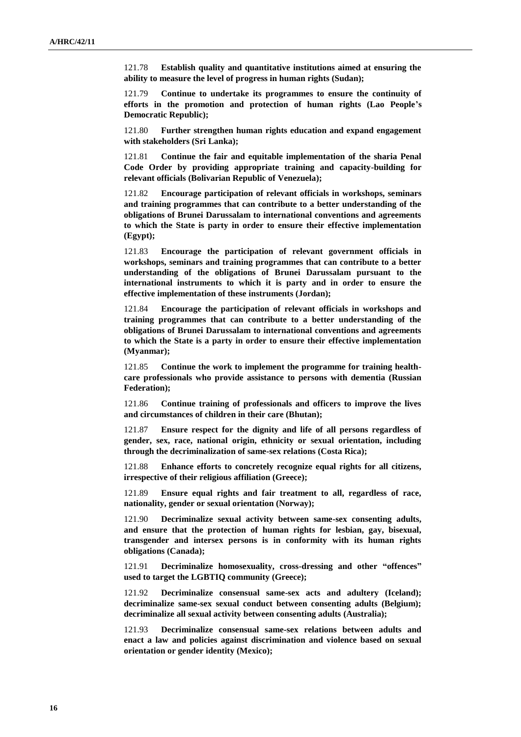121.78 **Establish quality and quantitative institutions aimed at ensuring the ability to measure the level of progress in human rights (Sudan);**

121.79 **Continue to undertake its programmes to ensure the continuity of efforts in the promotion and protection of human rights (Lao People's Democratic Republic);**

121.80 **Further strengthen human rights education and expand engagement with stakeholders (Sri Lanka);**

121.81 **Continue the fair and equitable implementation of the sharia Penal Code Order by providing appropriate training and capacity-building for relevant officials (Bolivarian Republic of Venezuela);**

121.82 **Encourage participation of relevant officials in workshops, seminars and training programmes that can contribute to a better understanding of the obligations of Brunei Darussalam to international conventions and agreements to which the State is party in order to ensure their effective implementation (Egypt);**

121.83 **Encourage the participation of relevant government officials in workshops, seminars and training programmes that can contribute to a better understanding of the obligations of Brunei Darussalam pursuant to the international instruments to which it is party and in order to ensure the effective implementation of these instruments (Jordan);**

121.84 **Encourage the participation of relevant officials in workshops and training programmes that can contribute to a better understanding of the obligations of Brunei Darussalam to international conventions and agreements to which the State is a party in order to ensure their effective implementation (Myanmar);**

121.85 **Continue the work to implement the programme for training health-care professionals who provide assistance to persons with dementia (Russian Federation);**

121.86 **Continue training of professionals and officers to improve the lives and circumstances of children in their care (Bhutan);**

121.87 **Ensure respect for the dignity and life of all persons regardless of gender, sex, race, national origin, ethnicity or sexual orientation, including through the decriminalization of same-sex relations (Costa Rica);**

121.88 **Enhance efforts to concretely recognize equal rights for all citizens, irrespective of their religious affiliation (Greece);**

121.89 **Ensure equal rights and fair treatment to all, regardless of race, nationality, gender or sexual orientation (Norway);**

121.90 **Decriminalize sexual activity between same-sex consenting adults, and ensure that the protection of human rights for lesbian, gay, bisexual, transgender and intersex persons is in conformity with its human rights obligations (Canada);**

121.91 **Decriminalize homosexuality, cross-dressing and other "offences" used to target the LGBTIQ community (Greece);**

121.92 **Decriminalize consensual same-sex acts and adultery (Iceland); decriminalize same-sex sexual conduct between consenting adults (Belgium); decriminalize all sexual activity between consenting adults (Australia);**

121.93 **Decriminalize consensual same-sex relations between adults and enact a law and policies against discrimination and violence based on sexual orientation or gender identity (Mexico);**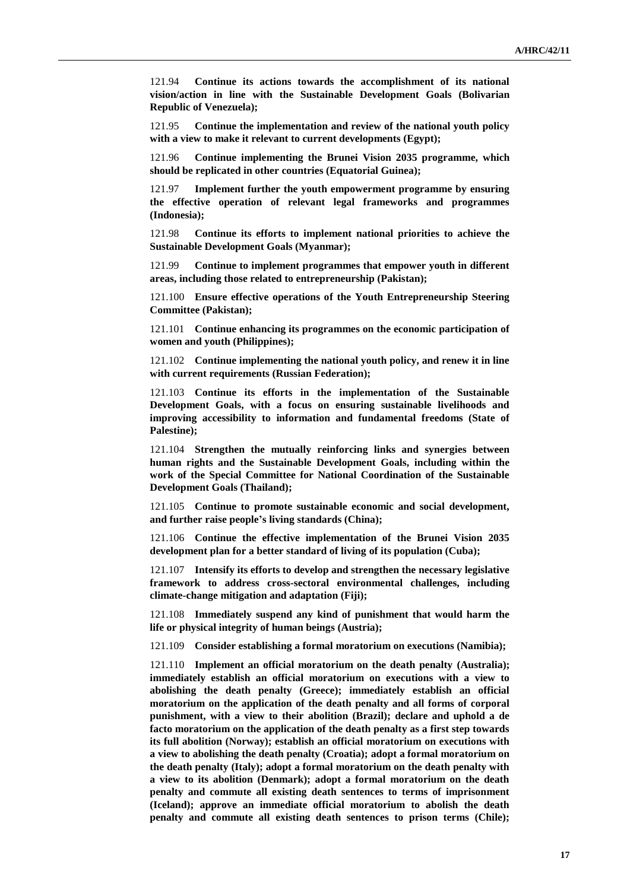121.94 **Continue its actions towards the accomplishment of its national vision/action in line with the Sustainable Development Goals (Bolivarian Republic of Venezuela);**

121.95 **Continue the implementation and review of the national youth policy with a view to make it relevant to current developments (Egypt);**

121.96 **Continue implementing the Brunei Vision 2035 programme, which should be replicated in other countries (Equatorial Guinea);**

121.97 **Implement further the youth empowerment programme by ensuring the effective operation of relevant legal frameworks and programmes (Indonesia);**

121.98 **Continue its efforts to implement national priorities to achieve the Sustainable Development Goals (Myanmar);**

121.99 **Continue to implement programmes that empower youth in different areas, including those related to entrepreneurship (Pakistan);**

121.100 **Ensure effective operations of the Youth Entrepreneurship Steering Committee (Pakistan);**

121.101 **Continue enhancing its programmes on the economic participation of women and youth (Philippines);**

121.102 **Continue implementing the national youth policy, and renew it in line with current requirements (Russian Federation);**

121.103 **Continue its efforts in the implementation of the Sustainable Development Goals, with a focus on ensuring sustainable livelihoods and improving accessibility to information and fundamental freedoms (State of Palestine);**

121.104 **Strengthen the mutually reinforcing links and synergies between human rights and the Sustainable Development Goals, including within the work of the Special Committee for National Coordination of the Sustainable Development Goals (Thailand);**

121.105 **Continue to promote sustainable economic and social development, and further raise people's living standards (China);**

121.106 **Continue the effective implementation of the Brunei Vision 2035 development plan for a better standard of living of its population (Cuba);**

121.107 **Intensify its efforts to develop and strengthen the necessary legislative framework to address cross-sectoral environmental challenges, including climate-change mitigation and adaptation (Fiji);**

121.108 **Immediately suspend any kind of punishment that would harm the life or physical integrity of human beings (Austria);**

121.109 **Consider establishing a formal moratorium on executions (Namibia);**

121.110 **Implement an official moratorium on the death penalty (Australia); immediately establish an official moratorium on executions with a view to abolishing the death penalty (Greece); immediately establish an official moratorium on the application of the death penalty and all forms of corporal punishment, with a view to their abolition (Brazil); declare and uphold a de facto moratorium on the application of the death penalty as a first step towards its full abolition (Norway); establish an official moratorium on executions with a view to abolishing the death penalty (Croatia); adopt a formal moratorium on the death penalty (Italy); adopt a formal moratorium on the death penalty with a view to its abolition (Denmark); adopt a formal moratorium on the death penalty and commute all existing death sentences to terms of imprisonment (Iceland); approve an immediate official moratorium to abolish the death penalty and commute all existing death sentences to prison terms (Chile);**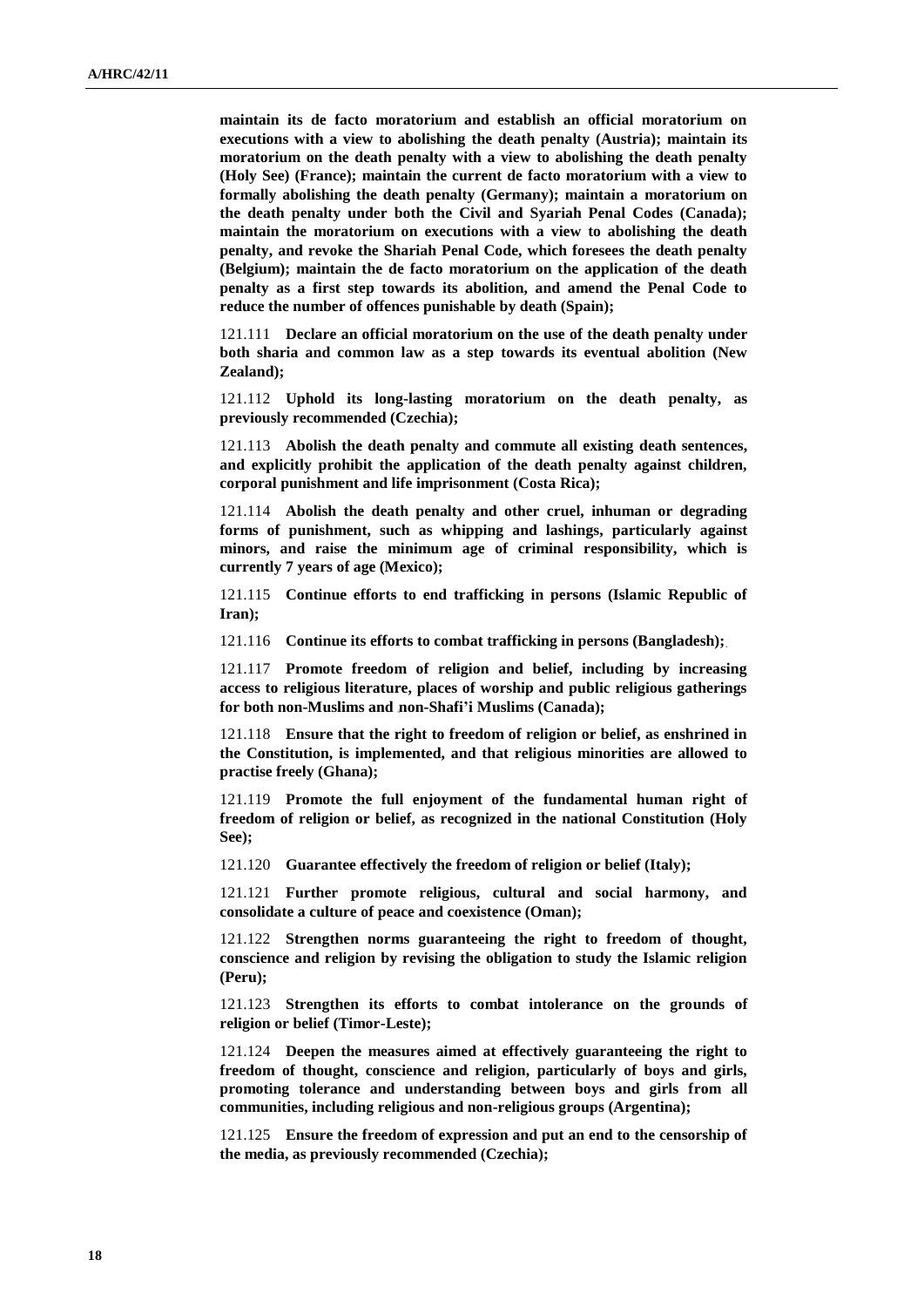**maintain its de facto moratorium and establish an official moratorium on executions with a view to abolishing the death penalty (Austria); maintain its moratorium on the death penalty with a view to abolishing the death penalty (Holy See) (France); maintain the current de facto moratorium with a view to formally abolishing the death penalty (Germany); maintain a moratorium on the death penalty under both the Civil and Syariah Penal Codes (Canada); maintain the moratorium on executions with a view to abolishing the death penalty, and revoke the Shariah Penal Code, which foresees the death penalty (Belgium); maintain the de facto moratorium on the application of the death penalty as a first step towards its abolition, and amend the Penal Code to reduce the number of offences punishable by death (Spain);**

121.111 **Declare an official moratorium on the use of the death penalty under both sharia and common law as a step towards its eventual abolition (New Zealand);**

121.112 **Uphold its long-lasting moratorium on the death penalty, as previously recommended (Czechia);**

121.113 **Abolish the death penalty and commute all existing death sentences, and explicitly prohibit the application of the death penalty against children, corporal punishment and life imprisonment (Costa Rica);**

121.114 **Abolish the death penalty and other cruel, inhuman or degrading forms of punishment, such as whipping and lashings, particularly against minors, and raise the minimum age of criminal responsibility, which is currently 7 years of age (Mexico);**

121.115 **Continue efforts to end trafficking in persons (Islamic Republic of Iran);**

121.116 **Continue its efforts to combat trafficking in persons (Bangladesh);**

121.117 **Promote freedom of religion and belief, including by increasing access to religious literature, places of worship and public religious gatherings for both non-Muslims and non-Shafi'i Muslims (Canada);**

121.118 **Ensure that the right to freedom of religion or belief, as enshrined in the Constitution, is implemented, and that religious minorities are allowed to practise freely (Ghana);**

121.119 **Promote the full enjoyment of the fundamental human right of freedom of religion or belief, as recognized in the national Constitution (Holy See);**

121.120 **Guarantee effectively the freedom of religion or belief (Italy);**

121.121 **Further promote religious, cultural and social harmony, and consolidate a culture of peace and coexistence (Oman);**

121.122 **Strengthen norms guaranteeing the right to freedom of thought, conscience and religion by revising the obligation to study the Islamic religion (Peru);**

121.123 **Strengthen its efforts to combat intolerance on the grounds of religion or belief (Timor-Leste);**

121.124 **Deepen the measures aimed at effectively guaranteeing the right to freedom of thought, conscience and religion, particularly of boys and girls, promoting tolerance and understanding between boys and girls from all communities, including religious and non-religious groups (Argentina);**

121.125 **Ensure the freedom of expression and put an end to the censorship of the media, as previously recommended (Czechia);**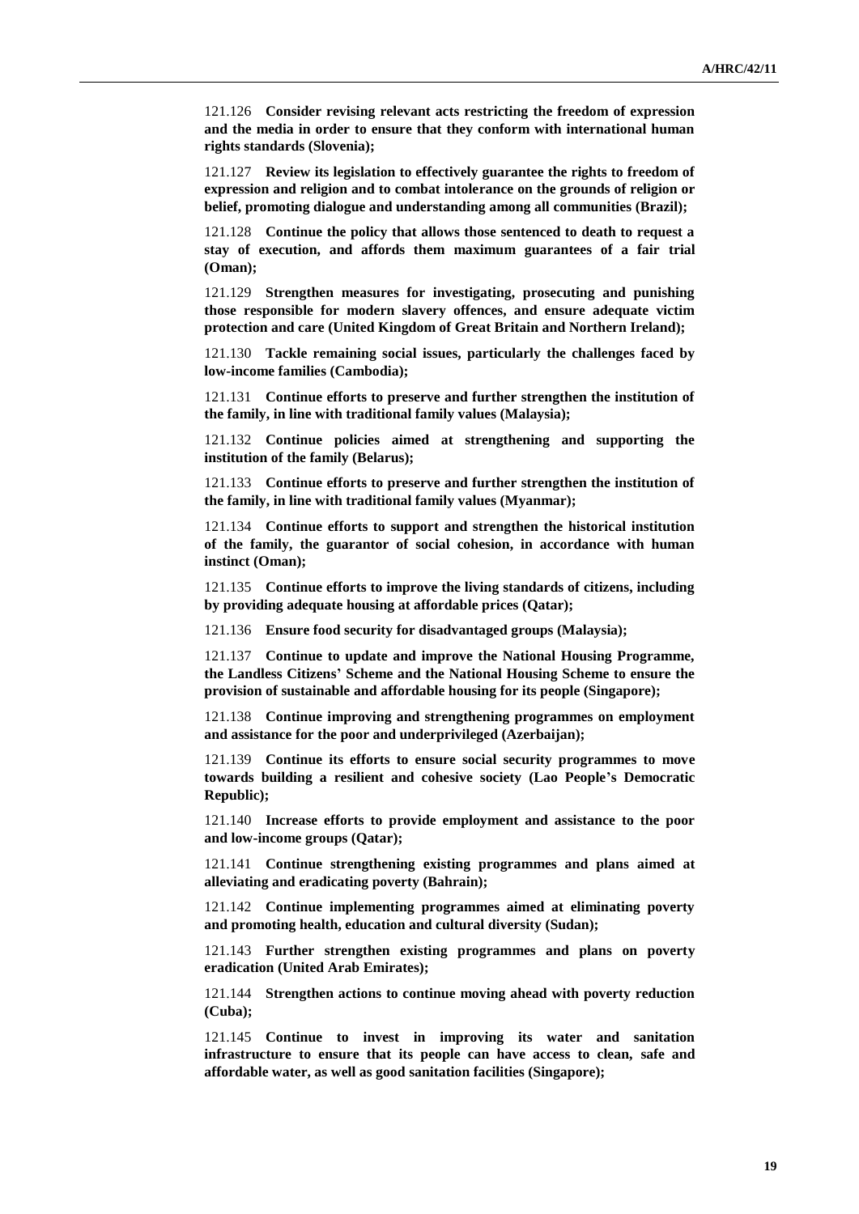121.126 **Consider revising relevant acts restricting the freedom of expression and the media in order to ensure that they conform with international human rights standards (Slovenia);**

121.127 **Review its legislation to effectively guarantee the rights to freedom of expression and religion and to combat intolerance on the grounds of religion or belief, promoting dialogue and understanding among all communities (Brazil);**

121.128 **Continue the policy that allows those sentenced to death to request a stay of execution, and affords them maximum guarantees of a fair trial (Oman);**

121.129 **Strengthen measures for investigating, prosecuting and punishing those responsible for modern slavery offences, and ensure adequate victim protection and care (United Kingdom of Great Britain and Northern Ireland);**

121.130 **Tackle remaining social issues, particularly the challenges faced by low-income families (Cambodia);**

121.131 **Continue efforts to preserve and further strengthen the institution of the family, in line with traditional family values (Malaysia);**

121.132 **Continue policies aimed at strengthening and supporting the institution of the family (Belarus);**

121.133 **Continue efforts to preserve and further strengthen the institution of the family, in line with traditional family values (Myanmar);**

121.134 **Continue efforts to support and strengthen the historical institution of the family, the guarantor of social cohesion, in accordance with human instinct (Oman);**

121.135 **Continue efforts to improve the living standards of citizens, including by providing adequate housing at affordable prices (Qatar);**

121.136 **Ensure food security for disadvantaged groups (Malaysia);**

121.137 **Continue to update and improve the National Housing Programme, the Landless Citizens' Scheme and the National Housing Scheme to ensure the provision of sustainable and affordable housing for its people (Singapore);**

121.138 **Continue improving and strengthening programmes on employment and assistance for the poor and underprivileged (Azerbaijan);**

121.139 **Continue its efforts to ensure social security programmes to move towards building a resilient and cohesive society (Lao People's Democratic Republic);**

121.140 **Increase efforts to provide employment and assistance to the poor and low-income groups (Qatar);**

121.141 **Continue strengthening existing programmes and plans aimed at alleviating and eradicating poverty (Bahrain);**

121.142 **Continue implementing programmes aimed at eliminating poverty and promoting health, education and cultural diversity (Sudan);**

121.143 **Further strengthen existing programmes and plans on poverty eradication (United Arab Emirates);**

121.144 **Strengthen actions to continue moving ahead with poverty reduction (Cuba);**

121.145 **Continue to invest in improving its water and sanitation infrastructure to ensure that its people can have access to clean, safe and affordable water, as well as good sanitation facilities (Singapore);**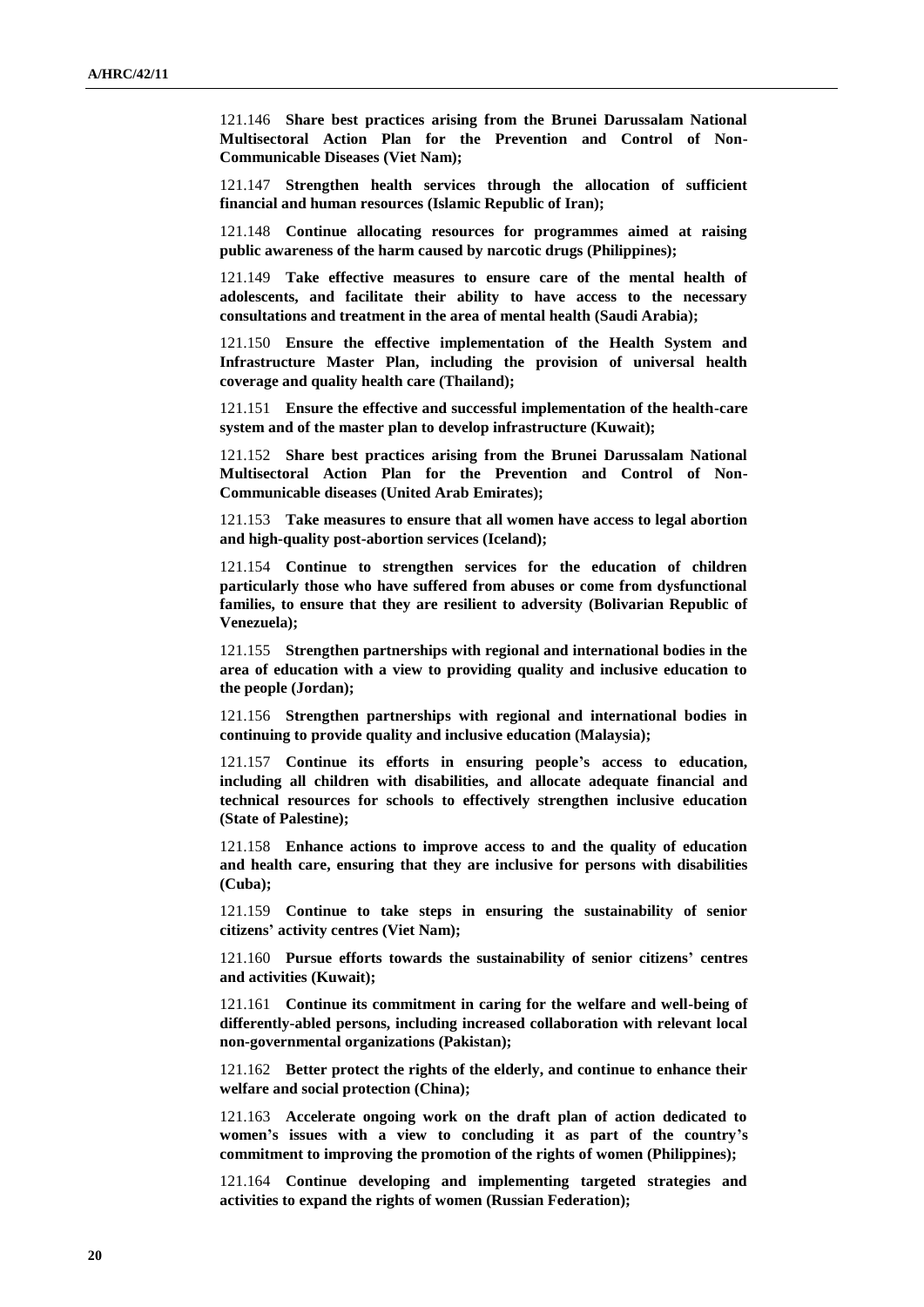121.146 **Share best practices arising from the Brunei Darussalam National Multisectoral Action Plan for the Prevention and Control of Non-Communicable Diseases (Viet Nam);**

121.147 **Strengthen health services through the allocation of sufficient financial and human resources (Islamic Republic of Iran);**

121.148 **Continue allocating resources for programmes aimed at raising public awareness of the harm caused by narcotic drugs (Philippines);**

121.149 **Take effective measures to ensure care of the mental health of adolescents, and facilitate their ability to have access to the necessary consultations and treatment in the area of mental health (Saudi Arabia);**

121.150 **Ensure the effective implementation of the Health System and Infrastructure Master Plan, including the provision of universal health coverage and quality health care (Thailand);**

121.151 **Ensure the effective and successful implementation of the health-care system and of the master plan to develop infrastructure (Kuwait);**

121.152 **Share best practices arising from the Brunei Darussalam National Multisectoral Action Plan for the Prevention and Control of Non-Communicable diseases (United Arab Emirates);**

121.153 **Take measures to ensure that all women have access to legal abortion and high-quality post-abortion services (Iceland);**

121.154 **Continue to strengthen services for the education of children particularly those who have suffered from abuses or come from dysfunctional families, to ensure that they are resilient to adversity (Bolivarian Republic of Venezuela);**

121.155 **Strengthen partnerships with regional and international bodies in the area of education with a view to providing quality and inclusive education to the people (Jordan);**

121.156 **Strengthen partnerships with regional and international bodies in continuing to provide quality and inclusive education (Malaysia);**

121.157 **Continue its efforts in ensuring people's access to education, including all children with disabilities, and allocate adequate financial and technical resources for schools to effectively strengthen inclusive education (State of Palestine);**

121.158 **Enhance actions to improve access to and the quality of education and health care, ensuring that they are inclusive for persons with disabilities (Cuba);**

121.159 **Continue to take steps in ensuring the sustainability of senior citizens' activity centres (Viet Nam);**

121.160 **Pursue efforts towards the sustainability of senior citizens' centres and activities (Kuwait);**

121.161 **Continue its commitment in caring for the welfare and well-being of differently-abled persons, including increased collaboration with relevant local non-governmental organizations (Pakistan);**

121.162 **Better protect the rights of the elderly, and continue to enhance their welfare and social protection (China);**

121.163 **Accelerate ongoing work on the draft plan of action dedicated to women's issues with a view to concluding it as part of the country's commitment to improving the promotion of the rights of women (Philippines);**

121.164 **Continue developing and implementing targeted strategies and activities to expand the rights of women (Russian Federation);**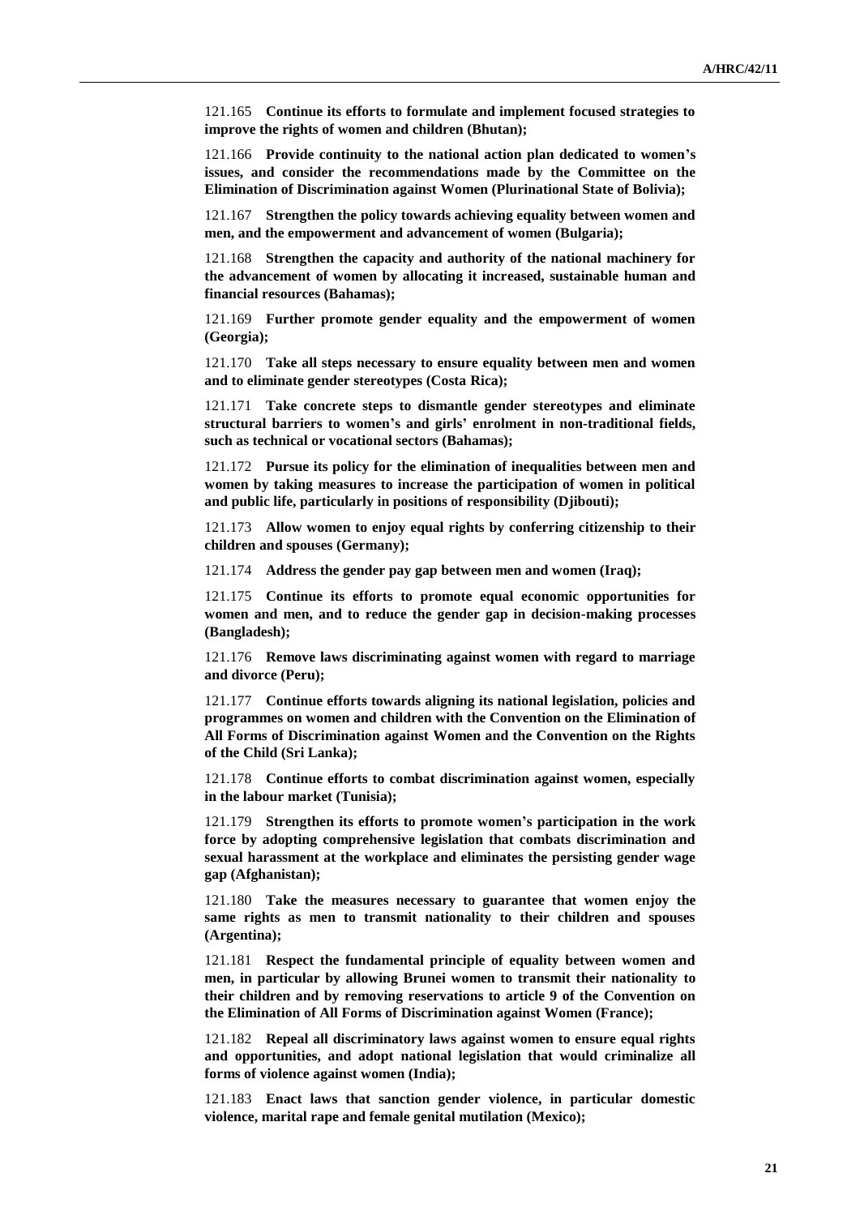121.165 **Continue its efforts to formulate and implement focused strategies to improve the rights of women and children (Bhutan);**

121.166 **Provide continuity to the national action plan dedicated to women's issues, and consider the recommendations made by the Committee on the Elimination of Discrimination against Women (Plurinational State of Bolivia);**

121.167 **Strengthen the policy towards achieving equality between women and men, and the empowerment and advancement of women (Bulgaria);**

121.168 **Strengthen the capacity and authority of the national machinery for the advancement of women by allocating it increased, sustainable human and financial resources (Bahamas);**

121.169 **Further promote gender equality and the empowerment of women (Georgia);**

121.170 **Take all steps necessary to ensure equality between men and women and to eliminate gender stereotypes (Costa Rica);**

121.171 **Take concrete steps to dismantle gender stereotypes and eliminate structural barriers to women's and girls' enrolment in non-traditional fields, such as technical or vocational sectors (Bahamas);**

121.172 **Pursue its policy for the elimination of inequalities between men and women by taking measures to increase the participation of women in political and public life, particularly in positions of responsibility (Djibouti);**

121.173 **Allow women to enjoy equal rights by conferring citizenship to their children and spouses (Germany);**

121.174 **Address the gender pay gap between men and women (Iraq);**

121.175 **Continue its efforts to promote equal economic opportunities for women and men, and to reduce the gender gap in decision-making processes (Bangladesh);**

121.176 **Remove laws discriminating against women with regard to marriage and divorce (Peru);**

121.177 **Continue efforts towards aligning its national legislation, policies and programmes on women and children with the Convention on the Elimination of All Forms of Discrimination against Women and the Convention on the Rights of the Child (Sri Lanka);**

121.178 **Continue efforts to combat discrimination against women, especially in the labour market (Tunisia);**

121.179 **Strengthen its efforts to promote women's participation in the work force by adopting comprehensive legislation that combats discrimination and sexual harassment at the workplace and eliminates the persisting gender wage gap (Afghanistan);**

121.180 **Take the measures necessary to guarantee that women enjoy the same rights as men to transmit nationality to their children and spouses (Argentina);**

121.181 **Respect the fundamental principle of equality between women and men, in particular by allowing Brunei women to transmit their nationality to their children and by removing reservations to article 9 of the Convention on the Elimination of All Forms of Discrimination against Women (France);**

121.182 **Repeal all discriminatory laws against women to ensure equal rights and opportunities, and adopt national legislation that would criminalize all forms of violence against women (India);**

121.183 **Enact laws that sanction gender violence, in particular domestic violence, marital rape and female genital mutilation (Mexico);**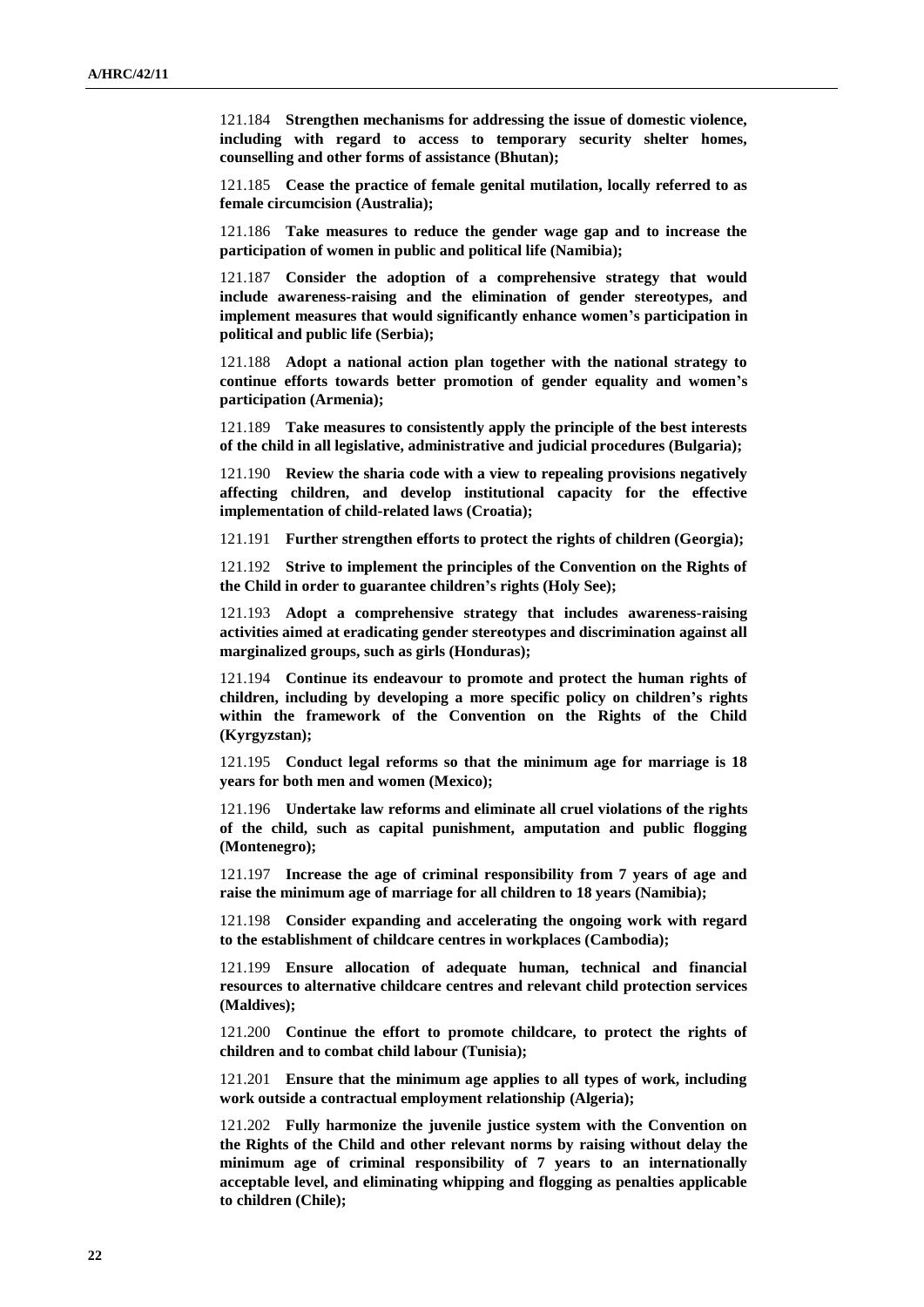121.184 **Strengthen mechanisms for addressing the issue of domestic violence, including with regard to access to temporary security shelter homes, counselling and other forms of assistance (Bhutan);**

121.185 **Cease the practice of female genital mutilation, locally referred to as female circumcision (Australia);**

121.186 **Take measures to reduce the gender wage gap and to increase the participation of women in public and political life (Namibia);**

121.187 **Consider the adoption of a comprehensive strategy that would include awareness-raising and the elimination of gender stereotypes, and implement measures that would significantly enhance women's participation in political and public life (Serbia);**

121.188 **Adopt a national action plan together with the national strategy to continue efforts towards better promotion of gender equality and women's participation (Armenia);**

121.189 **Take measures to consistently apply the principle of the best interests of the child in all legislative, administrative and judicial procedures (Bulgaria);**

121.190 **Review the sharia code with a view to repealing provisions negatively affecting children, and develop institutional capacity for the effective implementation of child-related laws (Croatia);**

121.191 **Further strengthen efforts to protect the rights of children (Georgia);**

121.192 **Strive to implement the principles of the Convention on the Rights of the Child in order to guarantee children's rights (Holy See);**

121.193 **Adopt a comprehensive strategy that includes awareness-raising activities aimed at eradicating gender stereotypes and discrimination against all marginalized groups, such as girls (Honduras);**

121.194 **Continue its endeavour to promote and protect the human rights of children, including by developing a more specific policy on children's rights within the framework of the Convention on the Rights of the Child (Kyrgyzstan);**

121.195 **Conduct legal reforms so that the minimum age for marriage is 18 years for both men and women (Mexico);**

121.196 **Undertake law reforms and eliminate all cruel violations of the rights of the child, such as capital punishment, amputation and public flogging (Montenegro);**

121.197 **Increase the age of criminal responsibility from 7 years of age and raise the minimum age of marriage for all children to 18 years (Namibia);**

121.198 **Consider expanding and accelerating the ongoing work with regard to the establishment of childcare centres in workplaces (Cambodia);**

121.199 **Ensure allocation of adequate human, technical and financial resources to alternative childcare centres and relevant child protection services (Maldives);**

121.200 **Continue the effort to promote childcare, to protect the rights of children and to combat child labour (Tunisia);**

121.201 **Ensure that the minimum age applies to all types of work, including work outside a contractual employment relationship (Algeria);**

121.202 **Fully harmonize the juvenile justice system with the Convention on the Rights of the Child and other relevant norms by raising without delay the minimum age of criminal responsibility of 7 years to an internationally acceptable level, and eliminating whipping and flogging as penalties applicable to children (Chile);**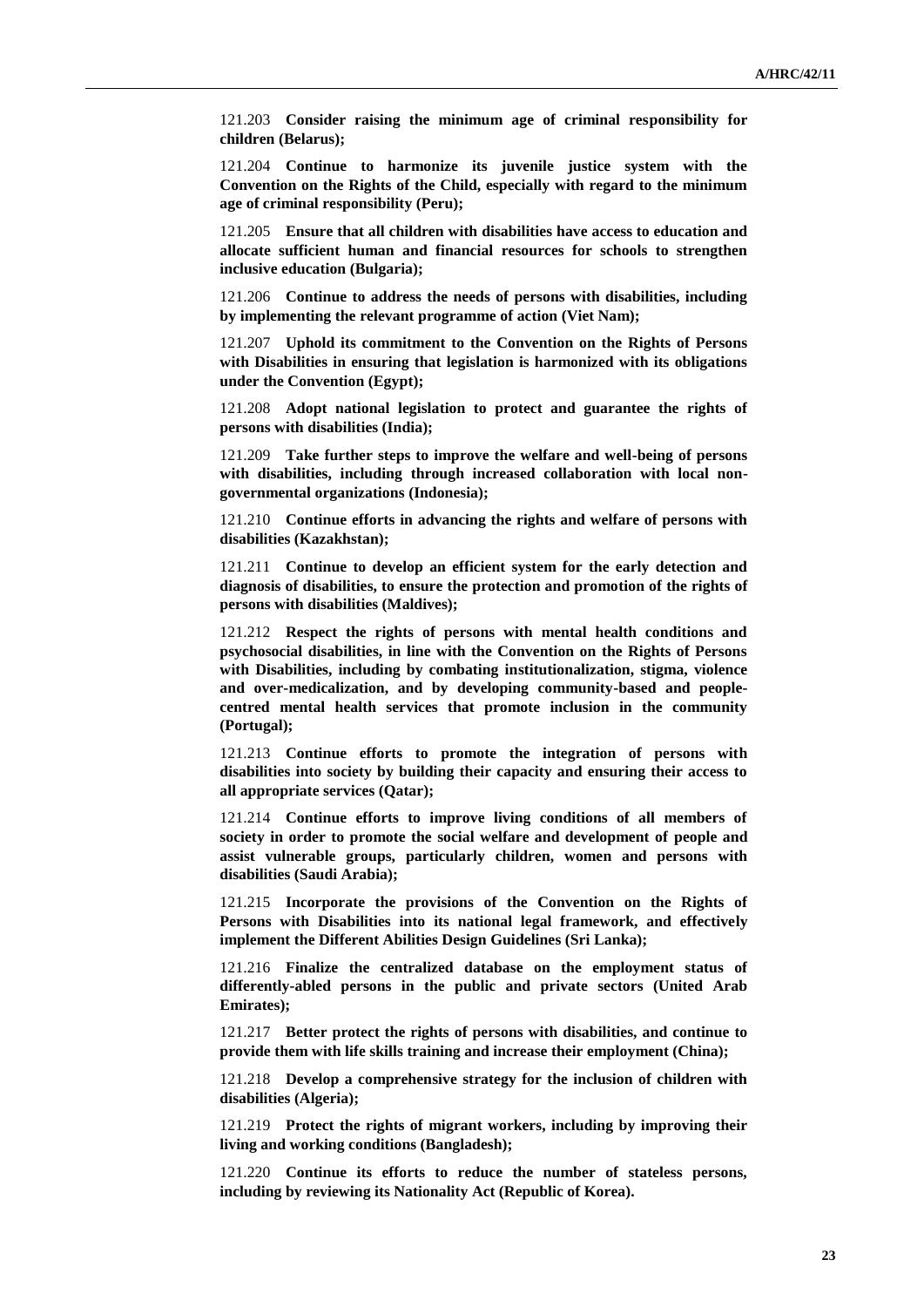121.203 **Consider raising the minimum age of criminal responsibility for children (Belarus);**

121.204 **Continue to harmonize its juvenile justice system with the Convention on the Rights of the Child, especially with regard to the minimum age of criminal responsibility (Peru);**

121.205 **Ensure that all children with disabilities have access to education and allocate sufficient human and financial resources for schools to strengthen inclusive education (Bulgaria);**

121.206 **Continue to address the needs of persons with disabilities, including by implementing the relevant programme of action (Viet Nam);**

121.207 **Uphold its commitment to the Convention on the Rights of Persons with Disabilities in ensuring that legislation is harmonized with its obligations under the Convention (Egypt);**

121.208 **Adopt national legislation to protect and guarantee the rights of persons with disabilities (India);**

121.209 **Take further steps to improve the welfare and well-being of persons with disabilities, including through increased collaboration with local non-governmental organizations (Indonesia);**

121.210 **Continue efforts in advancing the rights and welfare of persons with disabilities (Kazakhstan);**

121.211 **Continue to develop an efficient system for the early detection and diagnosis of disabilities, to ensure the protection and promotion of the rights of persons with disabilities (Maldives);**

121.212 **Respect the rights of persons with mental health conditions and psychosocial disabilities, in line with the Convention on the Rights of Persons with Disabilities, including by combating institutionalization, stigma, violence and over-medicalization, and by developing community-based and people-centred mental health services that promote inclusion in the community (Portugal);**

121.213 **Continue efforts to promote the integration of persons with disabilities into society by building their capacity and ensuring their access to all appropriate services (Qatar);**

121.214 **Continue efforts to improve living conditions of all members of society in order to promote the social welfare and development of people and assist vulnerable groups, particularly children, women and persons with disabilities (Saudi Arabia);**

121.215 **Incorporate the provisions of the Convention on the Rights of Persons with Disabilities into its national legal framework, and effectively implement the Different Abilities Design Guidelines (Sri Lanka);**

121.216 **Finalize the centralized database on the employment status of differently-abled persons in the public and private sectors (United Arab Emirates);**

121.217 **Better protect the rights of persons with disabilities, and continue to provide them with life skills training and increase their employment (China);**

121.218 **Develop a comprehensive strategy for the inclusion of children with disabilities (Algeria);**

121.219 **Protect the rights of migrant workers, including by improving their living and working conditions (Bangladesh);**

121.220 **Continue its efforts to reduce the number of stateless persons, including by reviewing its Nationality Act (Republic of Korea).**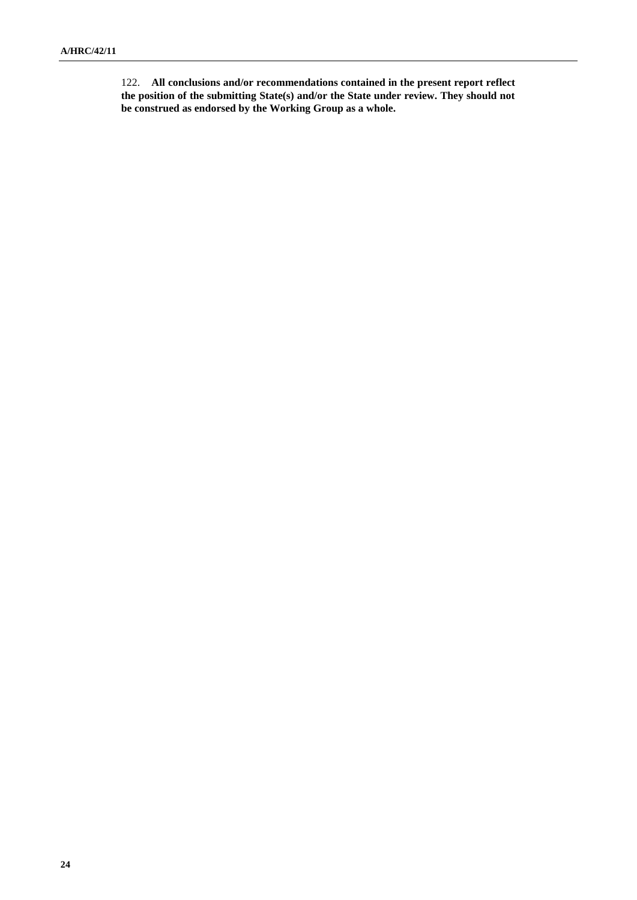122. **All conclusions and/or recommendations contained in the present report reflect the position of the submitting State(s) and/or the State under review. They should not be construed as endorsed by the Working Group as a whole.**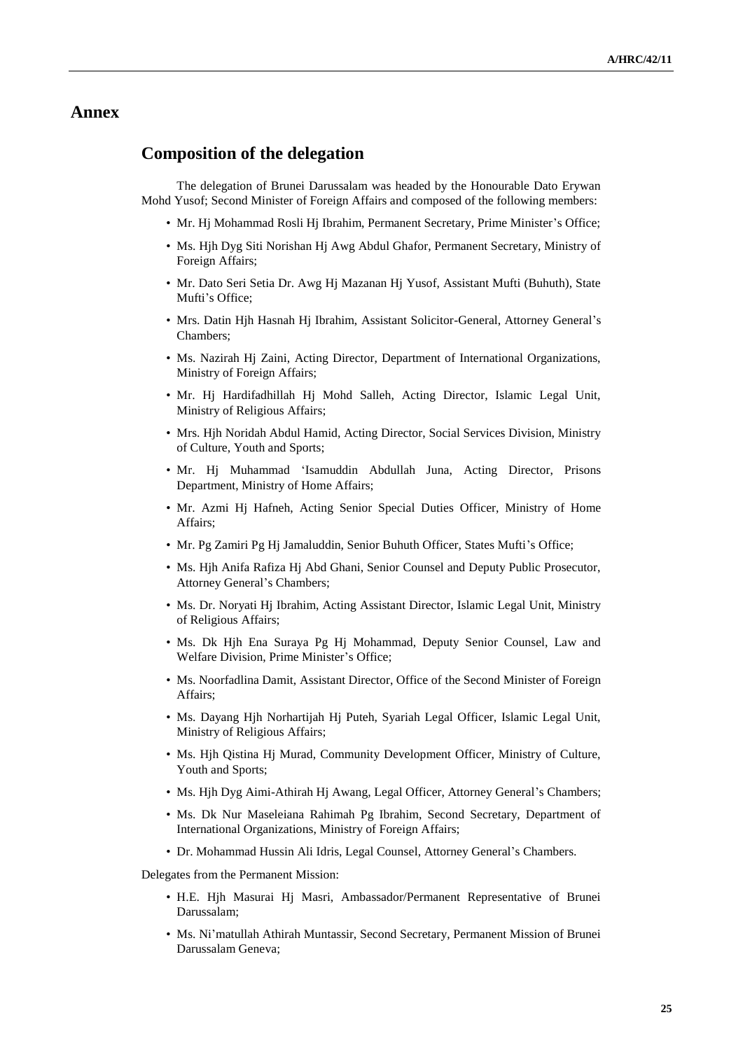# Annex

## Composition of the delegation

The delegation of Brunei Darussalam was headed by the Honourable Dato Erywan Mohd Yusof; Second Minister of Foreign Affairs and composed of the following members:

- Mr. Hj Mohammad Rosli Hj Ibrahim, Permanent Secretary, Prime Minister's Office;
- Ms. Hjh Dyg Siti Norishan Hj Awg Abdul Ghafor, Permanent Secretary, Ministry of Foreign Affairs;
- Mr. Dato Seri Setia Dr. Awg Hj Mazanan Hj Yusof, Assistant Mufti (Buhuth), State Mufti's Office;
- Mrs. Datin Hjh Hasnah Hj Ibrahim, Assistant Solicitor-General, Attorney General's Chambers;
- Ms. Nazirah Hj Zaini, Acting Director, Department of International Organizations, Ministry of Foreign Affairs;
- Mr. Hj Hardifadhillah Hj Mohd Salleh, Acting Director, Islamic Legal Unit, Ministry of Religious Affairs;
- Mrs. Hjh Noridah Abdul Hamid, Acting Director, Social Services Division, Ministry of Culture, Youth and Sports;
- Mr. Hj Muhammad 'Isamuddin Abdullah Juna, Acting Director, Prisons Department, Ministry of Home Affairs;
- Mr. Azmi Hj Hafneh, Acting Senior Special Duties Officer, Ministry of Home Affairs;
- Mr. Pg Zamiri Pg Hj Jamaluddin, Senior Buhuth Officer, States Mufti's Office;
- Ms. Hjh Anifa Rafiza Hj Abd Ghani, Senior Counsel and Deputy Public Prosecutor, Attorney General's Chambers;
- Ms. Dr. Noryati Hj Ibrahim, Acting Assistant Director, Islamic Legal Unit, Ministry of Religious Affairs;
- Ms. Dk Hjh Ena Suraya Pg Hj Mohammad, Deputy Senior Counsel, Law and Welfare Division, Prime Minister's Office;
- Ms. Noorfadlina Damit, Assistant Director, Office of the Second Minister of Foreign Affairs;
- Ms. Dayang Hjh Norhartijah Hj Puteh, Syariah Legal Officer, Islamic Legal Unit, Ministry of Religious Affairs;
- Ms. Hjh Qistina Hj Murad, Community Development Officer, Ministry of Culture, Youth and Sports;
- Ms. Hjh Dyg Aimi-Athirah Hj Awang, Legal Officer, Attorney General's Chambers;
- Ms. Dk Nur Maseleiana Rahimah Pg Ibrahim, Second Secretary, Department of International Organizations, Ministry of Foreign Affairs;
- Dr. Mohammad Hussin Ali Idris, Legal Counsel, Attorney General's Chambers.

Delegates from the Permanent Mission:

- H.E. Hjh Masurai Hj Masri, Ambassador/Permanent Representative of Brunei Darussalam;
- Ms. Ni'matullah Athirah Muntassir, Second Secretary, Permanent Mission of Brunei Darussalam Geneva;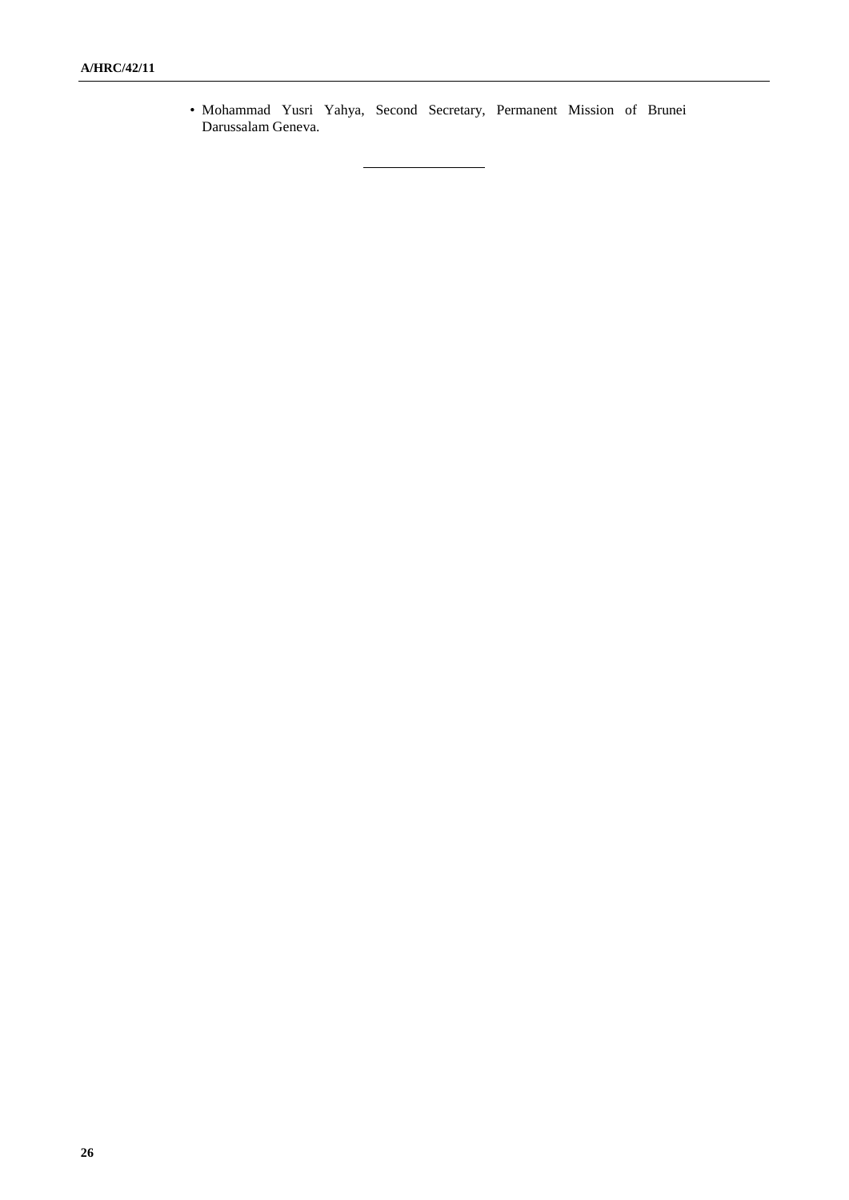- Mohammad Yusri Yahya, Second Secretary, Permanent Mission of Brunei Darussalam Geneva.